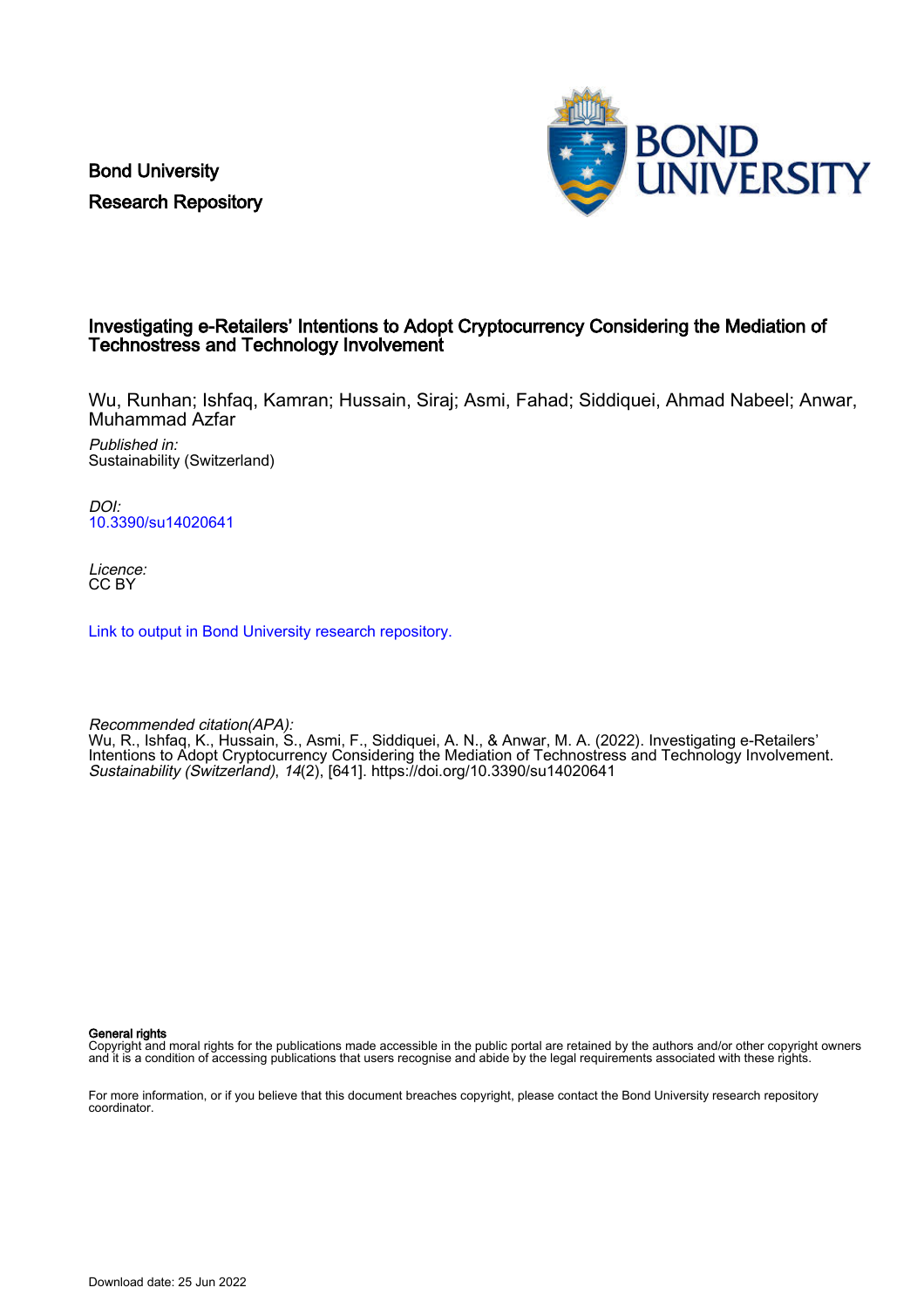Bond University
Research Repository

# Investigating e-Retailers' Intentions to Adopt Cryptocurrency Considering the Mediation of Technostress and Technology Involvement

Wu, Runhan; Ishfaq, Kamran; Hussain, Siraj; Asmi, Fahad; Siddiquei, Ahmad Nabeel; Anwar, Muhammad Azfar

*Published in:*
Sustainability (Switzerland)

*DOI:*
10.3390/su14020641

*Licence:*
CC BY

Link to output in Bond University research repository.

*Recommended citation(APA):*
Wu, R., Ishfaq, K., Hussain, S., Asmi, F., Siddiquei, A. N., & Anwar, M. A. (2022). Investigating e-Retailers' Intentions to Adopt Cryptocurrency Considering the Mediation of Technostress and Technology Involvement. *Sustainability (Switzerland)*, *14*(2), [641]. https://doi.org/10.3390/su14020641

**General rights**
Copyright and moral rights for the publications made accessible in the public portal are retained by the authors and/or other copyright owners and it is a condition of accessing publications that users recognise and abide by the legal requirements associated with these rights.

For more information, or if you believe that this document breaches copyright, please contact the Bond University research repository coordinator.

Download date: 25 Jun 2022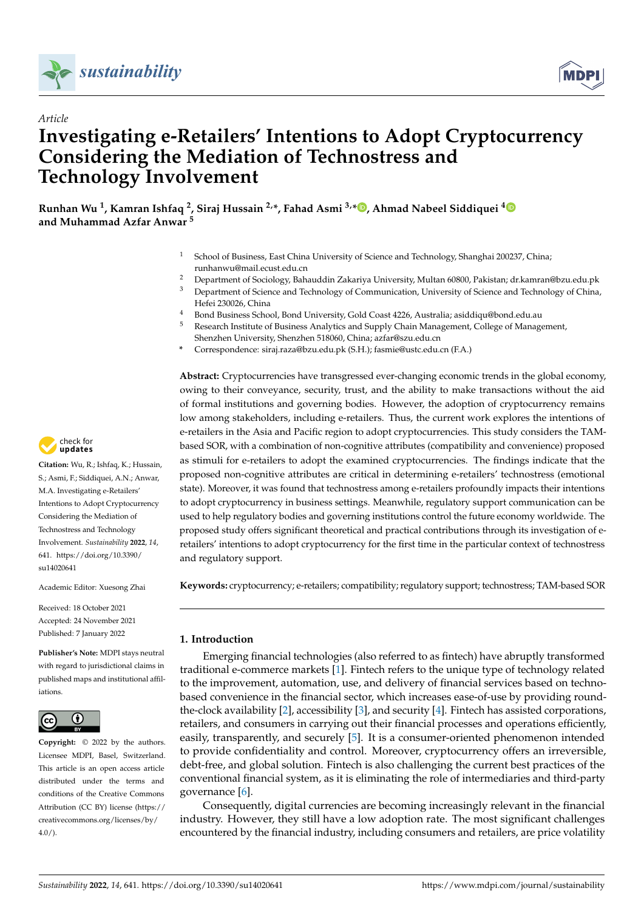sustainability

MDPI

*Article*

# Investigating e-Retailers' Intentions to Adopt Cryptocurrency Considering the Mediation of Technostress and Technology Involvement

**Runhan Wu [1], Kamran Ishfaq [2], Siraj Hussain [2,*], Fahad Asmi [3,*], Ahmad Nabeel Siddiquei [4] and Muhammad Azfar Anwar [5]**

1. School of Business, East China University of Science and Technology, Shanghai 200237, China; runhanwu@mail.ecust.edu.cn
2. Department of Sociology, Bahauddin Zakariya University, Multan 60800, Pakistan; dr.kamran@bzu.edu.pk
3. Department of Science and Technology of Communication, University of Science and Technology of China, Hefei 230026, China
4. Bond Business School, Bond University, Gold Coast 4226, Australia; asiddiqu@bond.edu.au
5. Research Institute of Business Analytics and Supply Chain Management, College of Management, Shenzhen University, Shenzhen 518060, China; azfar@szu.edu.cn

\* Correspondence: siraj.raza@bzu.edu.pk (S.H.); fasmie@ustc.edu.cn (F.A.)

check for updates

**Citation:** Wu, R.; Ishfaq, K.; Hussain, S.; Asmi, F.; Siddiquei, A.N.; Anwar, M.A. Investigating e-Retailers' Intentions to Adopt Cryptocurrency Considering the Mediation of Technostress and Technology Involvement. *Sustainability* **2022**, *14*, 641. https://doi.org/10.3390/su14020641

Academic Editor: Xuesong Zhai

Received: 18 October 2021
Accepted: 24 November 2021
Published: 7 January 2022

**Publisher's Note:** MDPI stays neutral with regard to jurisdictional claims in published maps and institutional affiliations.

**Copyright:** © 2022 by the authors. Licensee MDPI, Basel, Switzerland. This article is an open access article distributed under the terms and conditions of the Creative Commons Attribution (CC BY) license (https://creativecommons.org/licenses/by/4.0/).

**Abstract:** Cryptocurrencies have transgressed ever-changing economic trends in the global economy, owing to their conveyance, security, trust, and the ability to make transactions without the aid of formal institutions and governing bodies. However, the adoption of cryptocurrency remains low among stakeholders, including e-retailers. Thus, the current work explores the intentions of e-retailers in the Asia and Pacific region to adopt cryptocurrencies. This study considers the TAM-based SOR, with a combination of non-cognitive attributes (compatibility and convenience) proposed as stimuli for e-retailers to adopt the examined cryptocurrencies. The findings indicate that the proposed non-cognitive attributes are critical in determining e-retailers' technostress (emotional state). Moreover, it was found that technostress among e-retailers profoundly impacts their intentions to adopt cryptocurrency in business settings. Meanwhile, regulatory support communication can be used to help regulatory bodies and governing institutions control the future economy worldwide. The proposed study offers significant theoretical and practical contributions through its investigation of e-retailers' intentions to adopt cryptocurrency for the first time in the particular context of technostress and regulatory support.

**Keywords:** cryptocurrency; e-retailers; compatibility; regulatory support; technostress; TAM-based SOR

## 1. Introduction

Emerging financial technologies (also referred to as fintech) have abruptly transformed traditional e-commerce markets [1]. Fintech refers to the unique type of technology related to the improvement, automation, use, and delivery of financial services based on techno-based convenience in the financial sector, which increases ease-of-use by providing round-the-clock availability [2], accessibility [3], and security [4]. Fintech has assisted corporations, retailers, and consumers in carrying out their financial processes and operations efficiently, easily, transparently, and securely [5]. It is a consumer-oriented phenomenon intended to provide confidentiality and control. Moreover, cryptocurrency offers an irreversible, debt-free, and global solution. Fintech is also challenging the current best practices of the conventional financial system, as it is eliminating the role of intermediaries and third-party governance [6].

Consequently, digital currencies are becoming increasingly relevant in the financial industry. However, they still have a low adoption rate. The most significant challenges encountered by the financial industry, including consumers and retailers, are price volatility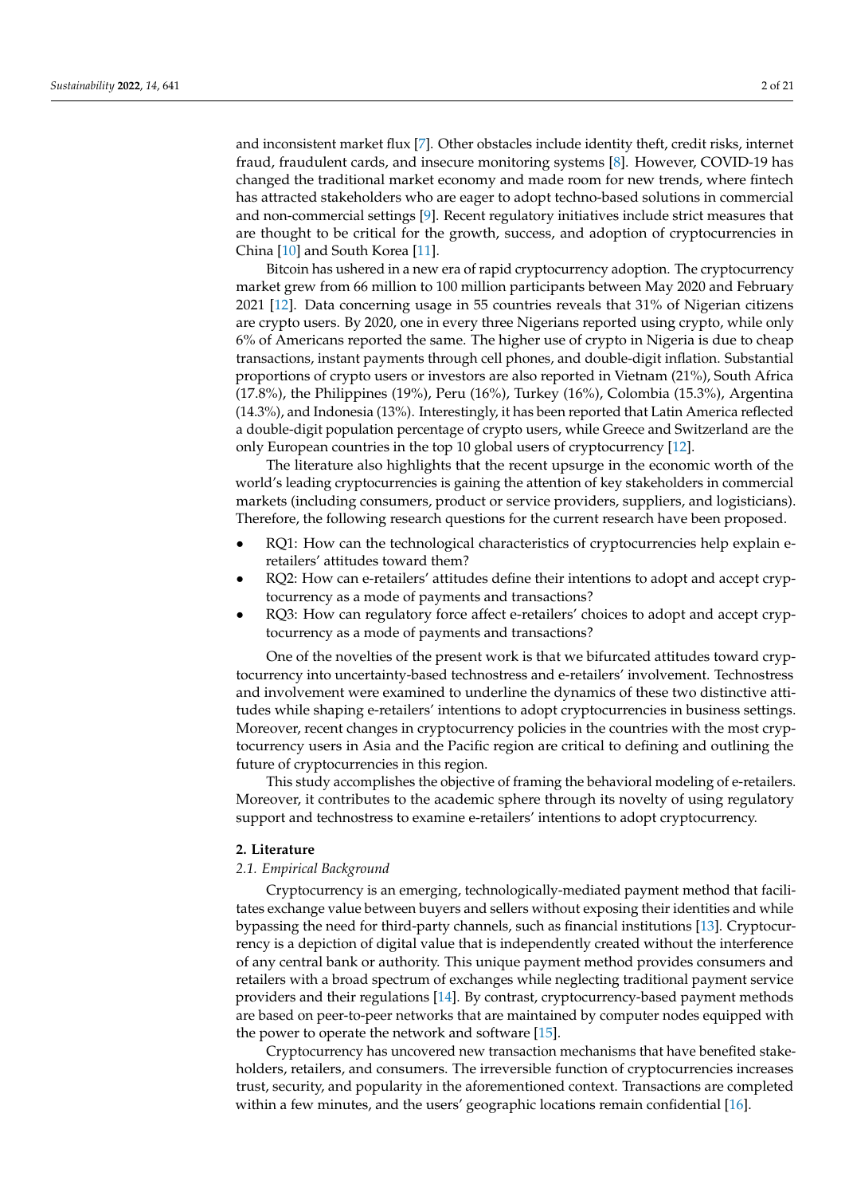and inconsistent market flux [7]. Other obstacles include identity theft, credit risks, internet fraud, fraudulent cards, and insecure monitoring systems [8]. However, COVID-19 has changed the traditional market economy and made room for new trends, where fintech has attracted stakeholders who are eager to adopt techno-based solutions in commercial and non-commercial settings [9]. Recent regulatory initiatives include strict measures that are thought to be critical for the growth, success, and adoption of cryptocurrencies in China [10] and South Korea [11].

Bitcoin has ushered in a new era of rapid cryptocurrency adoption. The cryptocurrency market grew from 66 million to 100 million participants between May 2020 and February 2021 [12]. Data concerning usage in 55 countries reveals that 31% of Nigerian citizens are crypto users. By 2020, one in every three Nigerians reported using crypto, while only 6% of Americans reported the same. The higher use of crypto in Nigeria is due to cheap transactions, instant payments through cell phones, and double-digit inflation. Substantial proportions of crypto users or investors are also reported in Vietnam (21%), South Africa (17.8%), the Philippines (19%), Peru (16%), Turkey (16%), Colombia (15.3%), Argentina (14.3%), and Indonesia (13%). Interestingly, it has been reported that Latin America reflected a double-digit population percentage of crypto users, while Greece and Switzerland are the only European countries in the top 10 global users of cryptocurrency [12].

The literature also highlights that the recent upsurge in the economic worth of the world's leading cryptocurrencies is gaining the attention of key stakeholders in commercial markets (including consumers, product or service providers, suppliers, and logisticians). Therefore, the following research questions for the current research have been proposed.

- RQ1: How can the technological characteristics of cryptocurrencies help explain e-retailers' attitudes toward them?
- RQ2: How can e-retailers' attitudes define their intentions to adopt and accept cryptocurrency as a mode of payments and transactions?
- RQ3: How can regulatory force affect e-retailers' choices to adopt and accept cryptocurrency as a mode of payments and transactions?

One of the novelties of the present work is that we bifurcated attitudes toward cryptocurrency into uncertainty-based technostress and e-retailers' involvement. Technostress and involvement were examined to underline the dynamics of these two distinctive attitudes while shaping e-retailers' intentions to adopt cryptocurrencies in business settings. Moreover, recent changes in cryptocurrency policies in the countries with the most cryptocurrency users in Asia and the Pacific region are critical to defining and outlining the future of cryptocurrencies in this region.

This study accomplishes the objective of framing the behavioral modeling of e-retailers. Moreover, it contributes to the academic sphere through its novelty of using regulatory support and technostress to examine e-retailers' intentions to adopt cryptocurrency.

## 2. Literature

### *2.1. Empirical Background*

Cryptocurrency is an emerging, technologically-mediated payment method that facilitates exchange value between buyers and sellers without exposing their identities and while bypassing the need for third-party channels, such as financial institutions [13]. Cryptocurrency is a depiction of digital value that is independently created without the interference of any central bank or authority. This unique payment method provides consumers and retailers with a broad spectrum of exchanges while neglecting traditional payment service providers and their regulations [14]. By contrast, cryptocurrency-based payment methods are based on peer-to-peer networks that are maintained by computer nodes equipped with the power to operate the network and software [15].

Cryptocurrency has uncovered new transaction mechanisms that have benefited stakeholders, retailers, and consumers. The irreversible function of cryptocurrencies increases trust, security, and popularity in the aforementioned context. Transactions are completed within a few minutes, and the users' geographic locations remain confidential [16].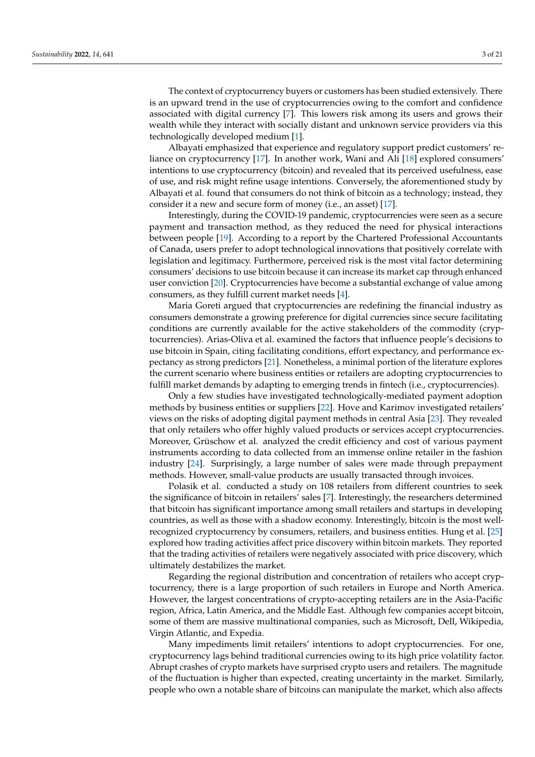The context of cryptocurrency buyers or customers has been studied extensively. There is an upward trend in the use of cryptocurrencies owing to the comfort and confidence associated with digital currency [7]. This lowers risk among its users and grows their wealth while they interact with socially distant and unknown service providers via this technologically developed medium [1].

Albayati emphasized that experience and regulatory support predict customers' reliance on cryptocurrency [17]. In another work, Wani and Ali [18] explored consumers' intentions to use cryptocurrency (bitcoin) and revealed that its perceived usefulness, ease of use, and risk might refine usage intentions. Conversely, the aforementioned study by Albayati et al. found that consumers do not think of bitcoin as a technology; instead, they consider it a new and secure form of money (i.e., an asset) [17].

Interestingly, during the COVID-19 pandemic, cryptocurrencies were seen as a secure payment and transaction method, as they reduced the need for physical interactions between people [19]. According to a report by the Chartered Professional Accountants of Canada, users prefer to adopt technological innovations that positively correlate with legislation and legitimacy. Furthermore, perceived risk is the most vital factor determining consumers' decisions to use bitcoin because it can increase its market cap through enhanced user conviction [20]. Cryptocurrencies have become a substantial exchange of value among consumers, as they fulfill current market needs [4].

Maria Goreti argued that cryptocurrencies are redefining the financial industry as consumers demonstrate a growing preference for digital currencies since secure facilitating conditions are currently available for the active stakeholders of the commodity (cryptocurrencies). Arias-Oliva et al. examined the factors that influence people's decisions to use bitcoin in Spain, citing facilitating conditions, effort expectancy, and performance expectancy as strong predictors [21]. Nonetheless, a minimal portion of the literature explores the current scenario where business entities or retailers are adopting cryptocurrencies to fulfill market demands by adapting to emerging trends in fintech (i.e., cryptocurrencies).

Only a few studies have investigated technologically-mediated payment adoption methods by business entities or suppliers [22]. Hove and Karimov investigated retailers' views on the risks of adopting digital payment methods in central Asia [23]. They revealed that only retailers who offer highly valued products or services accept cryptocurrencies. Moreover, Grüschow et al. analyzed the credit efficiency and cost of various payment instruments according to data collected from an immense online retailer in the fashion industry [24]. Surprisingly, a large number of sales were made through prepayment methods. However, small-value products are usually transacted through invoices.

Polasik et al. conducted a study on 108 retailers from different countries to seek the significance of bitcoin in retailers' sales [7]. Interestingly, the researchers determined that bitcoin has significant importance among small retailers and startups in developing countries, as well as those with a shadow economy. Interestingly, bitcoin is the most well-recognized cryptocurrency by consumers, retailers, and business entities. Hung et al. [25] explored how trading activities affect price discovery within bitcoin markets. They reported that the trading activities of retailers were negatively associated with price discovery, which ultimately destabilizes the market.

Regarding the regional distribution and concentration of retailers who accept cryptocurrency, there is a large proportion of such retailers in Europe and North America. However, the largest concentrations of crypto-accepting retailers are in the Asia-Pacific region, Africa, Latin America, and the Middle East. Although few companies accept bitcoin, some of them are massive multinational companies, such as Microsoft, Dell, Wikipedia, Virgin Atlantic, and Expedia.

Many impediments limit retailers' intentions to adopt cryptocurrencies. For one, cryptocurrency lags behind traditional currencies owing to its high price volatility factor. Abrupt crashes of crypto markets have surprised crypto users and retailers. The magnitude of the fluctuation is higher than expected, creating uncertainty in the market. Similarly, people who own a notable share of bitcoins can manipulate the market, which also affects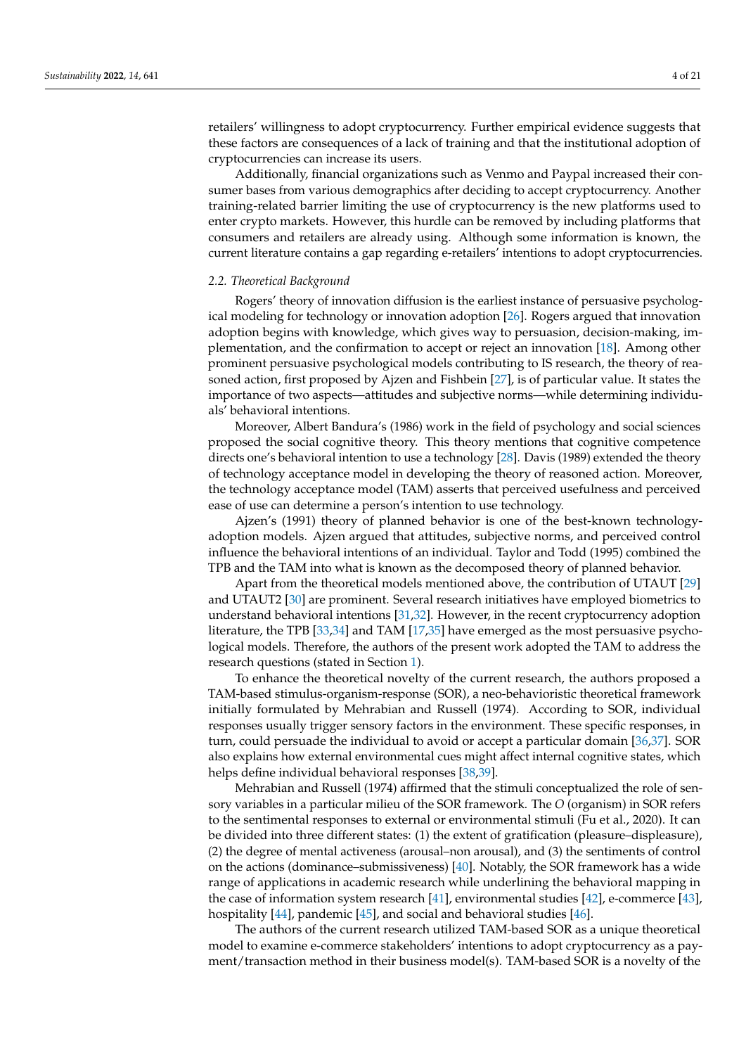retailers' willingness to adopt cryptocurrency. Further empirical evidence suggests that these factors are consequences of a lack of training and that the institutional adoption of cryptocurrencies can increase its users.

Additionally, financial organizations such as Venmo and Paypal increased their consumer bases from various demographics after deciding to accept cryptocurrency. Another training-related barrier limiting the use of cryptocurrency is the new platforms used to enter crypto markets. However, this hurdle can be removed by including platforms that consumers and retailers are already using. Although some information is known, the current literature contains a gap regarding e-retailers' intentions to adopt cryptocurrencies.

### *2.2. Theoretical Background*

Rogers' theory of innovation diffusion is the earliest instance of persuasive psychological modeling for technology or innovation adoption [26]. Rogers argued that innovation adoption begins with knowledge, which gives way to persuasion, decision-making, implementation, and the confirmation to accept or reject an innovation [18]. Among other prominent persuasive psychological models contributing to IS research, the theory of reasoned action, first proposed by Ajzen and Fishbein [27], is of particular value. It states the importance of two aspects—attitudes and subjective norms—while determining individuals' behavioral intentions.

Moreover, Albert Bandura's (1986) work in the field of psychology and social sciences proposed the social cognitive theory. This theory mentions that cognitive competence directs one's behavioral intention to use a technology [28]. Davis (1989) extended the theory of technology acceptance model in developing the theory of reasoned action. Moreover, the technology acceptance model (TAM) asserts that perceived usefulness and perceived ease of use can determine a person's intention to use technology.

Ajzen's (1991) theory of planned behavior is one of the best-known technology-adoption models. Ajzen argued that attitudes, subjective norms, and perceived control influence the behavioral intentions of an individual. Taylor and Todd (1995) combined the TPB and the TAM into what is known as the decomposed theory of planned behavior.

Apart from the theoretical models mentioned above, the contribution of UTAUT [29] and UTAUT2 [30] are prominent. Several research initiatives have employed biometrics to understand behavioral intentions [31,32]. However, in the recent cryptocurrency adoption literature, the TPB [33,34] and TAM [17,35] have emerged as the most persuasive psychological models. Therefore, the authors of the present work adopted the TAM to address the research questions (stated in Section 1).

To enhance the theoretical novelty of the current research, the authors proposed a TAM-based stimulus-organism-response (SOR), a neo-behavioristic theoretical framework initially formulated by Mehrabian and Russell (1974). According to SOR, individual responses usually trigger sensory factors in the environment. These specific responses, in turn, could persuade the individual to avoid or accept a particular domain [36,37]. SOR also explains how external environmental cues might affect internal cognitive states, which helps define individual behavioral responses [38,39].

Mehrabian and Russell (1974) affirmed that the stimuli conceptualized the role of sensory variables in a particular milieu of the SOR framework. The *O* (organism) in SOR refers to the sentimental responses to external or environmental stimuli (Fu et al., 2020). It can be divided into three different states: (1) the extent of gratification (pleasure–displeasure), (2) the degree of mental activeness (arousal–non arousal), and (3) the sentiments of control on the actions (dominance–submissiveness) [40]. Notably, the SOR framework has a wide range of applications in academic research while underlining the behavioral mapping in the case of information system research [41], environmental studies [42], e-commerce [43], hospitality [44], pandemic [45], and social and behavioral studies [46].

The authors of the current research utilized TAM-based SOR as a unique theoretical model to examine e-commerce stakeholders' intentions to adopt cryptocurrency as a payment/transaction method in their business model(s). TAM-based SOR is a novelty of the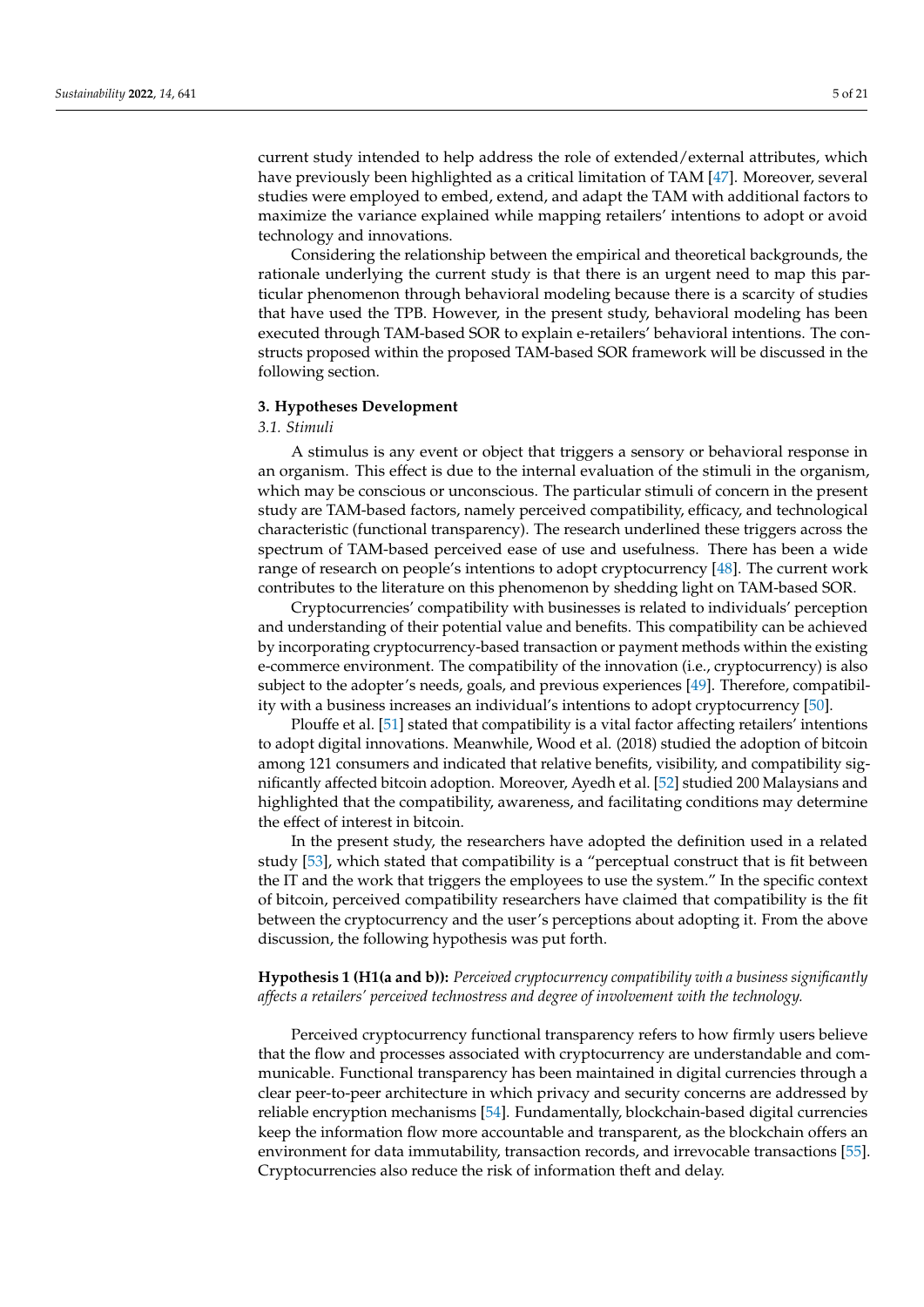current study intended to help address the role of extended/external attributes, which have previously been highlighted as a critical limitation of TAM [47]. Moreover, several studies were employed to embed, extend, and adapt the TAM with additional factors to maximize the variance explained while mapping retailers' intentions to adopt or avoid technology and innovations.

Considering the relationship between the empirical and theoretical backgrounds, the rationale underlying the current study is that there is an urgent need to map this particular phenomenon through behavioral modeling because there is a scarcity of studies that have used the TPB. However, in the present study, behavioral modeling has been executed through TAM-based SOR to explain e-retailers' behavioral intentions. The constructs proposed within the proposed TAM-based SOR framework will be discussed in the following section.

## 3. Hypotheses Development

### 3.1. Stimuli

A stimulus is any event or object that triggers a sensory or behavioral response in an organism. This effect is due to the internal evaluation of the stimuli in the organism, which may be conscious or unconscious. The particular stimuli of concern in the present study are TAM-based factors, namely perceived compatibility, efficacy, and technological characteristic (functional transparency). The research underlined these triggers across the spectrum of TAM-based perceived ease of use and usefulness. There has been a wide range of research on people's intentions to adopt cryptocurrency [48]. The current work contributes to the literature on this phenomenon by shedding light on TAM-based SOR.

Cryptocurrencies' compatibility with businesses is related to individuals' perception and understanding of their potential value and benefits. This compatibility can be achieved by incorporating cryptocurrency-based transaction or payment methods within the existing e-commerce environment. The compatibility of the innovation (i.e., cryptocurrency) is also subject to the adopter's needs, goals, and previous experiences [49]. Therefore, compatibility with a business increases an individual's intentions to adopt cryptocurrency [50].

Plouffe et al. [51] stated that compatibility is a vital factor affecting retailers' intentions to adopt digital innovations. Meanwhile, Wood et al. (2018) studied the adoption of bitcoin among 121 consumers and indicated that relative benefits, visibility, and compatibility significantly affected bitcoin adoption. Moreover, Ayedh et al. [52] studied 200 Malaysians and highlighted that the compatibility, awareness, and facilitating conditions may determine the effect of interest in bitcoin.

In the present study, the researchers have adopted the definition used in a related study [53], which stated that compatibility is a "perceptual construct that is fit between the IT and the work that triggers the employees to use the system." In the specific context of bitcoin, perceived compatibility researchers have claimed that compatibility is the fit between the cryptocurrency and the user's perceptions about adopting it. From the above discussion, the following hypothesis was put forth.

**Hypothesis 1 (H1(a and b)):** *Perceived cryptocurrency compatibility with a business significantly affects a retailers' perceived technostress and degree of involvement with the technology.*

Perceived cryptocurrency functional transparency refers to how firmly users believe that the flow and processes associated with cryptocurrency are understandable and communicable. Functional transparency has been maintained in digital currencies through a clear peer-to-peer architecture in which privacy and security concerns are addressed by reliable encryption mechanisms [54]. Fundamentally, blockchain-based digital currencies keep the information flow more accountable and transparent, as the blockchain offers an environment for data immutability, transaction records, and irrevocable transactions [55]. Cryptocurrencies also reduce the risk of information theft and delay.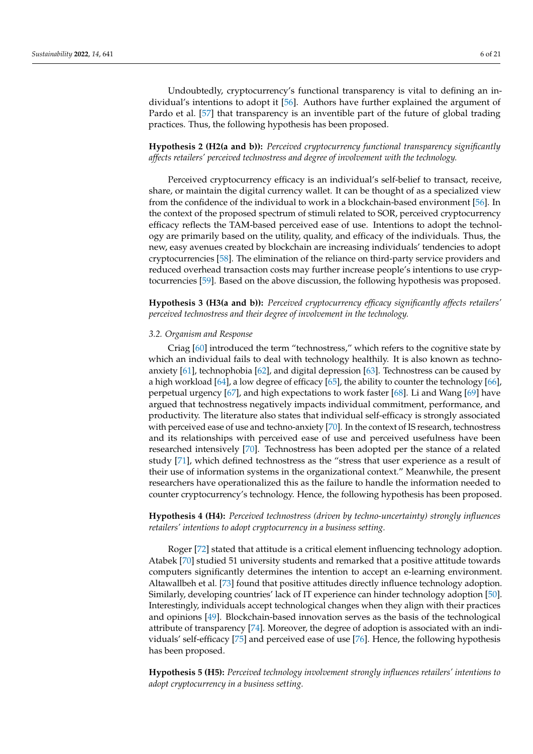Undoubtedly, cryptocurrency's functional transparency is vital to defining an individual's intentions to adopt it [56]. Authors have further explained the argument of Pardo et al. [57] that transparency is an inventible part of the future of global trading practices. Thus, the following hypothesis has been proposed.

**Hypothesis 2 (H2(a and b)):** *Perceived cryptocurrency functional transparency significantly affects retailers' perceived technostress and degree of involvement with the technology.*

Perceived cryptocurrency efficacy is an individual's self-belief to transact, receive, share, or maintain the digital currency wallet. It can be thought of as a specialized view from the confidence of the individual to work in a blockchain-based environment [56]. In the context of the proposed spectrum of stimuli related to SOR, perceived cryptocurrency efficacy reflects the TAM-based perceived ease of use. Intentions to adopt the technology are primarily based on the utility, quality, and efficacy of the individuals. Thus, the new, easy avenues created by blockchain are increasing individuals' tendencies to adopt cryptocurrencies [58]. The elimination of the reliance on third-party service providers and reduced overhead transaction costs may further increase people's intentions to use cryptocurrencies [59]. Based on the above discussion, the following hypothesis was proposed.

**Hypothesis 3 (H3(a and b)):** *Perceived cryptocurrency efficacy significantly affects retailers' perceived technostress and their degree of involvement in the technology.*

### 3.2. Organism and Response

Criag [60] introduced the term "technostress," which refers to the cognitive state by which an individual fails to deal with technology healthily. It is also known as techno-anxiety [61], technophobia [62], and digital depression [63]. Technostress can be caused by a high workload [64], a low degree of efficacy [65], the ability to counter the technology [66], perpetual urgency [67], and high expectations to work faster [68]. Li and Wang [69] have argued that technostress negatively impacts individual commitment, performance, and productivity. The literature also states that individual self-efficacy is strongly associated with perceived ease of use and techno-anxiety [70]. In the context of IS research, technostress and its relationships with perceived ease of use and perceived usefulness have been researched intensively [70]. Technostress has been adopted per the stance of a related study [71], which defined technostress as the "stress that user experience as a result of their use of information systems in the organizational context." Meanwhile, the present researchers have operationalized this as the failure to handle the information needed to counter cryptocurrency's technology. Hence, the following hypothesis has been proposed.

**Hypothesis 4 (H4):** *Perceived technostress (driven by techno-uncertainty) strongly influences retailers' intentions to adopt cryptocurrency in a business setting.*

Roger [72] stated that attitude is a critical element influencing technology adoption. Atabek [70] studied 51 university students and remarked that a positive attitude towards computers significantly determines the intention to accept an e-learning environment. Altawallbeh et al. [73] found that positive attitudes directly influence technology adoption. Similarly, developing countries' lack of IT experience can hinder technology adoption [50]. Interestingly, individuals accept technological changes when they align with their practices and opinions [49]. Blockchain-based innovation serves as the basis of the technological attribute of transparency [74]. Moreover, the degree of adoption is associated with an individuals' self-efficacy [75] and perceived ease of use [76]. Hence, the following hypothesis has been proposed.

**Hypothesis 5 (H5):** *Perceived technology involvement strongly influences retailers' intentions to adopt cryptocurrency in a business setting.*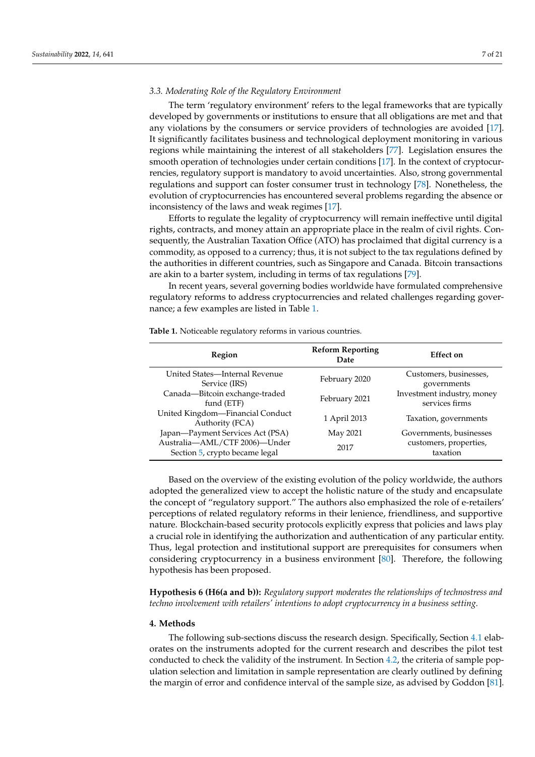### 3.3. Moderating Role of the Regulatory Environment

The term 'regulatory environment' refers to the legal frameworks that are typically developed by governments or institutions to ensure that all obligations are met and that any violations by the consumers or service providers of technologies are avoided [17]. It significantly facilitates business and technological deployment monitoring in various regions while maintaining the interest of all stakeholders [77]. Legislation ensures the smooth operation of technologies under certain conditions [17]. In the context of cryptocurrencies, regulatory support is mandatory to avoid uncertainties. Also, strong governmental regulations and support can foster consumer trust in technology [78]. Nonetheless, the evolution of cryptocurrencies has encountered several problems regarding the absence or inconsistency of the laws and weak regimes [17].

Efforts to regulate the legality of cryptocurrency will remain ineffective until digital rights, contracts, and money attain an appropriate place in the realm of civil rights. Consequently, the Australian Taxation Office (ATO) has proclaimed that digital currency is a commodity, as opposed to a currency; thus, it is not subject to the tax regulations defined by the authorities in different countries, such as Singapore and Canada. Bitcoin transactions are akin to a barter system, including in terms of tax regulations [79].

In recent years, several governing bodies worldwide have formulated comprehensive regulatory reforms to address cryptocurrencies and related challenges regarding governance; a few examples are listed in Table 1.

**Table 1.** Noticeable regulatory reforms in various countries.

| Region | Reform Reporting Date | Effect on |
| --- | --- | --- |
| United States—Internal Revenue Service (IRS) | February 2020 | Customers, businesses, governments |
| Canada—Bitcoin exchange-traded fund (ETF) | February 2021 | Investment industry, money services firms |
| United Kingdom—Financial Conduct Authority (FCA) | 1 April 2013 | Taxation, governments |
| Japan—Payment Services Act (PSA) | May 2021 | Governments, businesses |
| Australia—AML/CTF 2006)—Under Section 5, crypto became legal | 2017 | customers, properties, taxation |

Based on the overview of the existing evolution of the policy worldwide, the authors adopted the generalized view to accept the holistic nature of the study and encapsulate the concept of "regulatory support." The authors also emphasized the role of e-retailers' perceptions of related regulatory reforms in their lenience, friendliness, and supportive nature. Blockchain-based security protocols explicitly express that policies and laws play a crucial role in identifying the authorization and authentication of any particular entity. Thus, legal protection and institutional support are prerequisites for consumers when considering cryptocurrency in a business environment [80]. Therefore, the following hypothesis has been proposed.

**Hypothesis 6 (H6(a and b)):** *Regulatory support moderates the relationships of technostress and techno involvement with retailers' intentions to adopt cryptocurrency in a business setting.*

## 4. Methods

The following sub-sections discuss the research design. Specifically, Section 4.1 elaborates on the instruments adopted for the current research and describes the pilot test conducted to check the validity of the instrument. In Section 4.2, the criteria of sample population selection and limitation in sample representation are clearly outlined by defining the margin of error and confidence interval of the sample size, as advised by Goddon [81].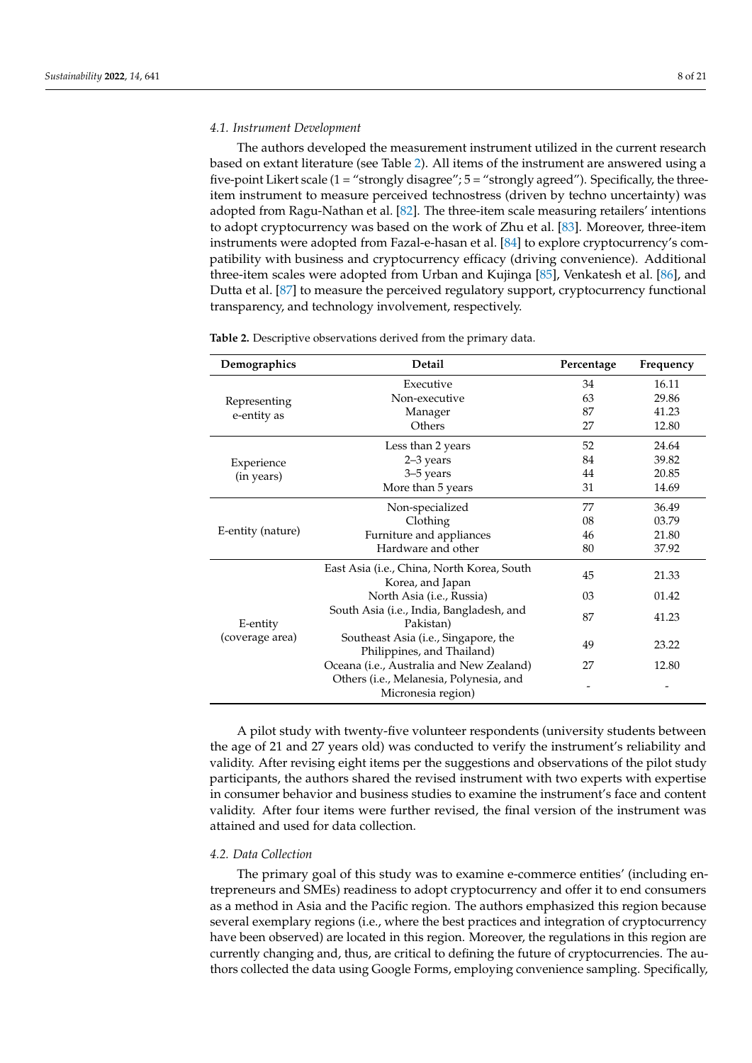### 4.1. Instrument Development

The authors developed the measurement instrument utilized in the current research based on extant literature (see Table 2). All items of the instrument are answered using a five-point Likert scale (1 = "strongly disagree"; 5 = "strongly agreed"). Specifically, the three-item instrument to measure perceived technostress (driven by techno uncertainty) was adopted from Ragu-Nathan et al. [82]. The three-item scale measuring retailers' intentions to adopt cryptocurrency was based on the work of Zhu et al. [83]. Moreover, three-item instruments were adopted from Fazal-e-hasan et al. [84] to explore cryptocurrency's compatibility with business and cryptocurrency efficacy (driving convenience). Additional three-item scales were adopted from Urban and Kujinga [85], Venkatesh et al. [86], and Dutta et al. [87] to measure the perceived regulatory support, cryptocurrency functional transparency, and technology involvement, respectively.

**Table 2.** Descriptive observations derived from the primary data.

| Demographics | Detail | Percentage | Frequency |
|---|---|---|---|
| Representing e-entity as | Executive | 34 | 16.11 |
| | Non-executive | 63 | 29.86 |
| | Manager | 87 | 41.23 |
| | Others | 27 | 12.80 |
| Experience (in years) | Less than 2 years | 52 | 24.64 |
| | 2–3 years | 84 | 39.82 |
| | 3–5 years | 44 | 20.85 |
| | More than 5 years | 31 | 14.69 |
| E-entity (nature) | Non-specialized | 77 | 36.49 |
| | Clothing | 08 | 03.79 |
| | Furniture and appliances | 46 | 21.80 |
| | Hardware and other | 80 | 37.92 |
| E-entity (coverage area) | East Asia (i.e., China, North Korea, South Korea, and Japan | 45 | 21.33 |
| | North Asia (i.e., Russia) | 03 | 01.42 |
| | South Asia (i.e., India, Bangladesh, and Pakistan) | 87 | 41.23 |
| | Southeast Asia (i.e., Singapore, the Philippines, and Thailand) | 49 | 23.22 |
| | Oceana (i.e., Australia and New Zealand) | 27 | 12.80 |
| | Others (i.e., Melanesia, Polynesia, and Micronesia region) | - | - |

A pilot study with twenty-five volunteer respondents (university students between the age of 21 and 27 years old) was conducted to verify the instrument's reliability and validity. After revising eight items per the suggestions and observations of the pilot study participants, the authors shared the revised instrument with two experts with expertise in consumer behavior and business studies to examine the instrument's face and content validity. After four items were further revised, the final version of the instrument was attained and used for data collection.

### 4.2. Data Collection

The primary goal of this study was to examine e-commerce entities' (including entrepreneurs and SMEs) readiness to adopt cryptocurrency and offer it to end consumers as a method in Asia and the Pacific region. The authors emphasized this region because several exemplary regions (i.e., where the best practices and integration of cryptocurrency have been observed) are located in this region. Moreover, the regulations in this region are currently changing and, thus, are critical to defining the future of cryptocurrencies. The authors collected the data using Google Forms, employing convenience sampling. Specifically,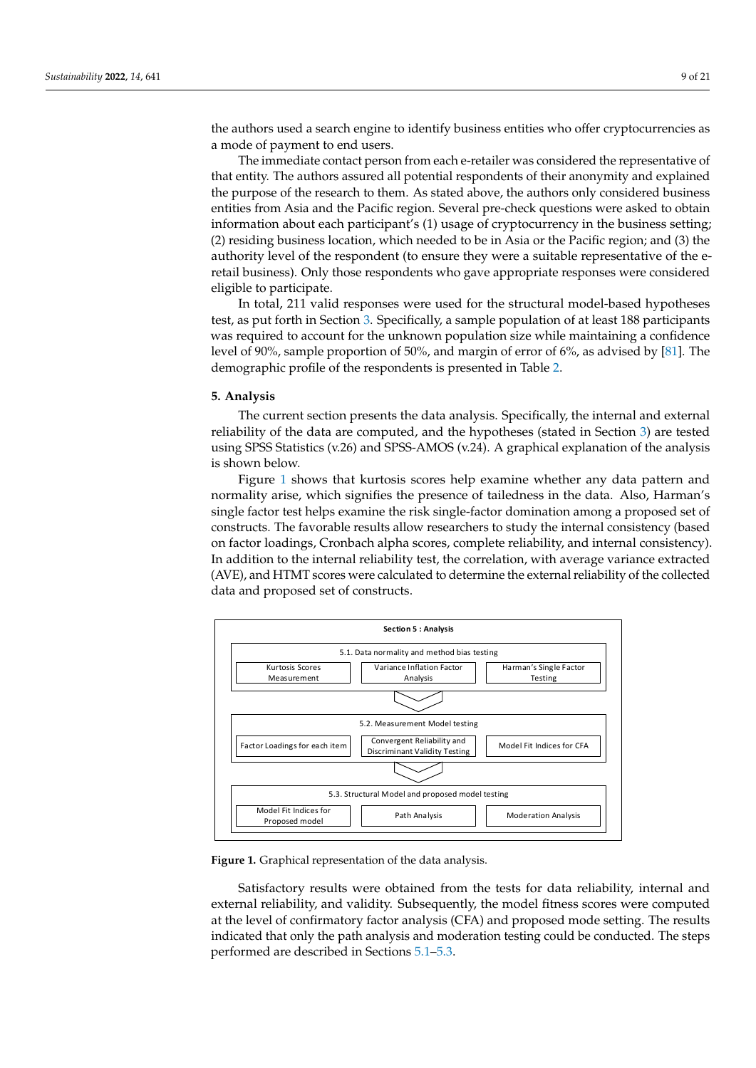the authors used a search engine to identify business entities who offer cryptocurrencies as a mode of payment to end users.

The immediate contact person from each e-retailer was considered the representative of that entity. The authors assured all potential respondents of their anonymity and explained the purpose of the research to them. As stated above, the authors only considered business entities from Asia and the Pacific region. Several pre-check questions were asked to obtain information about each participant's (1) usage of cryptocurrency in the business setting; (2) residing business location, which needed to be in Asia or the Pacific region; and (3) the authority level of the respondent (to ensure they were a suitable representative of the e-retail business). Only those respondents who gave appropriate responses were considered eligible to participate.

In total, 211 valid responses were used for the structural model-based hypotheses test, as put forth in Section 3. Specifically, a sample population of at least 188 participants was required to account for the unknown population size while maintaining a confidence level of 90%, sample proportion of 50%, and margin of error of 6%, as advised by [81]. The demographic profile of the respondents is presented in Table 2.

## 5. Analysis

The current section presents the data analysis. Specifically, the internal and external reliability of the data are computed, and the hypotheses (stated in Section 3) are tested using SPSS Statistics (v.26) and SPSS-AMOS (v.24). A graphical explanation of the analysis is shown below.

Figure 1 shows that kurtosis scores help examine whether any data pattern and normality arise, which signifies the presence of tailedness in the data. Also, Harman's single factor test helps examine the risk single-factor domination among a proposed set of constructs. The favorable results allow researchers to study the internal consistency (based on factor loadings, Cronbach alpha scores, complete reliability, and internal consistency). In addition to the internal reliability test, the correlation, with average variance extracted (AVE), and HTMT scores were calculated to determine the external reliability of the collected data and proposed set of constructs.

**Section 5 : Analysis**

- 5.1. Data normality and method bias testing
  - Kurtosis Scores Measurement
  - Variance Inflation Factor Analysis
  - Harman's Single Factor Testing
- 5.2. Measurement Model testing
  - Factor Loadings for each item
  - Convergent Reliability and Discriminant Validity Testing
  - Model Fit Indices for CFA
- 5.3. Structural Model and proposed model testing
  - Model Fit Indices for Proposed model
  - Path Analysis
  - Moderation Analysis

**Figure 1.** Graphical representation of the data analysis.

Satisfactory results were obtained from the tests for data reliability, internal and external reliability, and validity. Subsequently, the model fitness scores were computed at the level of confirmatory factor analysis (CFA) and proposed mode setting. The results indicated that only the path analysis and moderation testing could be conducted. The steps performed are described in Sections 5.1–5.3.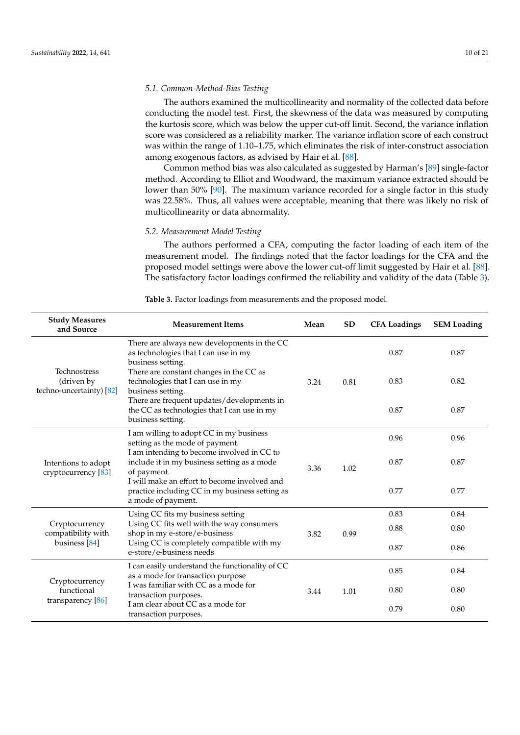### 5.1. Common-Method-Bias Testing

The authors examined the multicollinearity and normality of the collected data before conducting the model test. First, the skewness of the data was measured by computing the kurtosis score, which was below the upper cut-off limit. Second, the variance inflation score was considered as a reliability marker. The variance inflation score of each construct was within the range of 1.10–1.75, which eliminates the risk of inter-construct association among exogenous factors, as advised by Hair et al. [88].

Common method bias was also calculated as suggested by Harman's [89] single-factor method. According to Elliot and Woodward, the maximum variance extracted should be lower than 50% [90]. The maximum variance recorded for a single factor in this study was 22.58%. Thus, all values were acceptable, meaning that there was likely no risk of multicollinearity or data abnormality.

### 5.2. Measurement Model Testing

The authors performed a CFA, computing the factor loading of each item of the measurement model. The findings noted that the factor loadings for the CFA and the proposed model settings were above the lower cut-off limit suggested by Hair et al. [88]. The satisfactory factor loadings confirmed the reliability and validity of the data (Table 3).

**Table 3.** Factor loadings from measurements and the proposed model.

| Study Measures and Source | Measurement Items | Mean | SD | CFA Loadings | SEM Loading |
|---|---|---|---|---|---|
| Technostress (driven by techno-uncertainty) [82] | There are always new developments in the CC as technologies that I can use in my business setting. | 3.24 | 0.81 | 0.87 | 0.87 |
| | There are constant changes in the CC as technologies that I can use in my business setting. | | | 0.83 | 0.82 |
| | There are frequent updates/developments in the CC as technologies that I can use in my business setting. | | | 0.87 | 0.87 |
| Intentions to adopt cryptocurrency [83] | I am willing to adopt CC in my business setting as the mode of payment. | 3.36 | 1.02 | 0.96 | 0.96 |
| | I am intending to become involved in CC to include it in my business setting as a mode of payment. | | | 0.87 | 0.87 |
| | I will make an effort to become involved and practice including CC in my business setting as a mode of payment. | | | 0.77 | 0.77 |
| Cryptocurrency compatibility with business [84] | Using CC fits my business setting | 3.82 | 0.99 | 0.83 | 0.84 |
| | Using CC fits well with the way consumers shop in my e-store/e-business | | | 0.88 | 0.80 |
| | Using CC is completely compatible with my e-store/e-business needs | | | 0.87 | 0.86 |
| Cryptocurrency functional transparency [86] | I can easily understand the functionality of CC as a mode for transaction purpose | 3.44 | 1.01 | 0.85 | 0.84 |
| | I was familiar with CC as a mode for transaction purposes. | | | 0.80 | 0.80 |
| | I am clear about CC as a mode for transaction purposes. | | | 0.79 | 0.80 |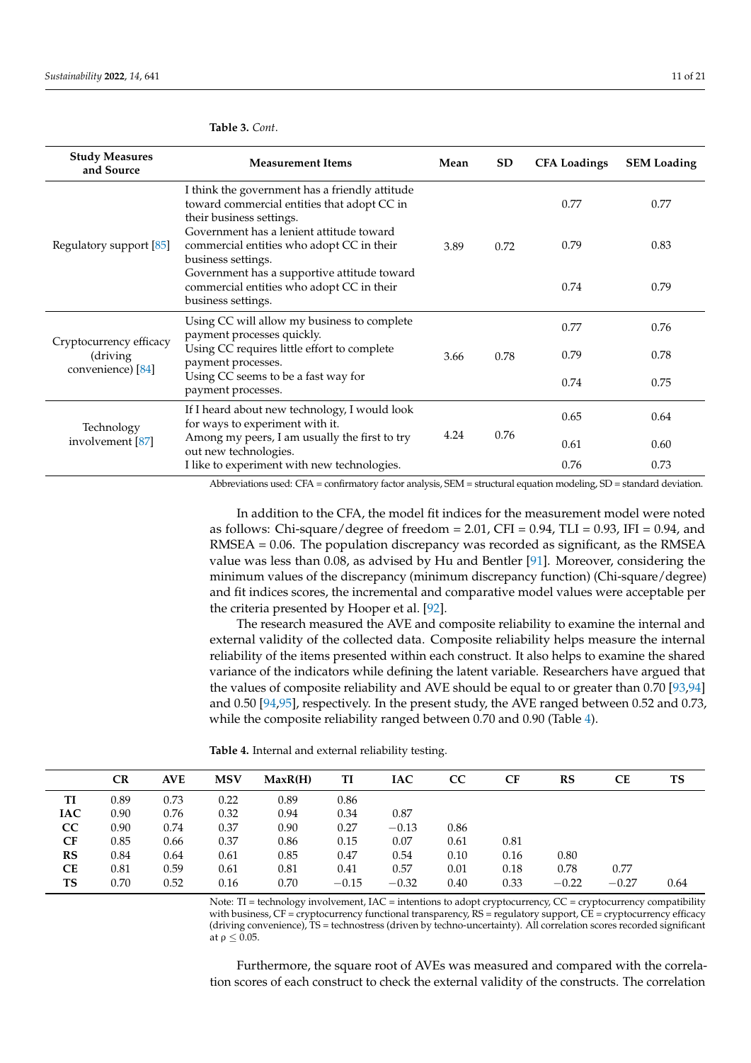**Table 3.** *Cont.*

| Study Measures and Source | Measurement Items | Mean | SD | CFA Loadings | SEM Loading |
|---|---|---|---|---|---|
| Regulatory support [85] | I think the government has a friendly attitude toward commercial entities that adopt CC in their business settings. | 3.89 | 0.72 | 0.77 | 0.77 |
| | Government has a lenient attitude toward commercial entities who adopt CC in their business settings. | | | 0.79 | 0.83 |
| | Government has a supportive attitude toward commercial entities who adopt CC in their business settings. | | | 0.74 | 0.79 |
| Cryptocurrency efficacy (driving convenience) [84] | Using CC will allow my business to complete payment processes quickly. | 3.66 | 0.78 | 0.77 | 0.76 |
| | Using CC requires little effort to complete payment processes. | | | 0.79 | 0.78 |
| | Using CC seems to be a fast way for payment processes. | | | 0.74 | 0.75 |
| Technology involvement [87] | If I heard about new technology, I would look for ways to experiment with it. | 4.24 | 0.76 | 0.65 | 0.64 |
| | Among my peers, I am usually the first to try out new technologies. | | | 0.61 | 0.60 |
| | I like to experiment with new technologies. | | | 0.76 | 0.73 |

Abbreviations used: CFA = confirmatory factor analysis, SEM = structural equation modeling, SD = standard deviation.

In addition to the CFA, the model fit indices for the measurement model were noted as follows: Chi-square/degree of freedom = 2.01, CFI = 0.94, TLI = 0.93, IFI = 0.94, and RMSEA = 0.06. The population discrepancy was recorded as significant, as the RMSEA value was less than 0.08, as advised by Hu and Bentler [91]. Moreover, considering the minimum values of the discrepancy (minimum discrepancy function) (Chi-square/degree) and fit indices scores, the incremental and comparative model values were acceptable per the criteria presented by Hooper et al. [92].

The research measured the AVE and composite reliability to examine the internal and external validity of the collected data. Composite reliability helps measure the internal reliability of the items presented within each construct. It also helps to examine the shared variance of the indicators while defining the latent variable. Researchers have argued that the values of composite reliability and AVE should be equal to or greater than 0.70 [93,94] and 0.50 [94,95], respectively. In the present study, the AVE ranged between 0.52 and 0.73, while the composite reliability ranged between 0.70 and 0.90 (Table 4).

**Table 4.** Internal and external reliability testing.

| | CR | AVE | MSV | MaxR(H) | TI | IAC | CC | CF | RS | CE | TS |
|---|---|---|---|---|---|---|---|---|---|---|---|
| **TI** | 0.89 | 0.73 | 0.22 | 0.89 | 0.86 | | | | | | |
| **IAC** | 0.90 | 0.76 | 0.32 | 0.94 | 0.34 | 0.87 | | | | | |
| **CC** | 0.90 | 0.74 | 0.37 | 0.90 | 0.27 | −0.13 | 0.86 | | | | |
| **CF** | 0.85 | 0.66 | 0.37 | 0.86 | 0.15 | 0.07 | 0.61 | 0.81 | | | |
| **RS** | 0.84 | 0.64 | 0.61 | 0.85 | 0.47 | 0.54 | 0.10 | 0.16 | 0.80 | | |
| **CE** | 0.81 | 0.59 | 0.61 | 0.81 | 0.41 | 0.57 | 0.01 | 0.18 | 0.78 | 0.77 | |
| **TS** | 0.70 | 0.52 | 0.16 | 0.70 | −0.15 | −0.32 | 0.40 | 0.33 | −0.22 | −0.27 | 0.64 |

Note: TI = technology involvement, IAC = intentions to adopt cryptocurrency, CC = cryptocurrency compatibility with business, CF = cryptocurrency functional transparency, RS = regulatory support, CE = cryptocurrency efficacy (driving convenience), TS = technostress (driven by techno-uncertainty). All correlation scores recorded significant at $\rho \leq 0.05$.

Furthermore, the square root of AVEs was measured and compared with the correlation scores of each construct to check the external validity of the constructs. The correlation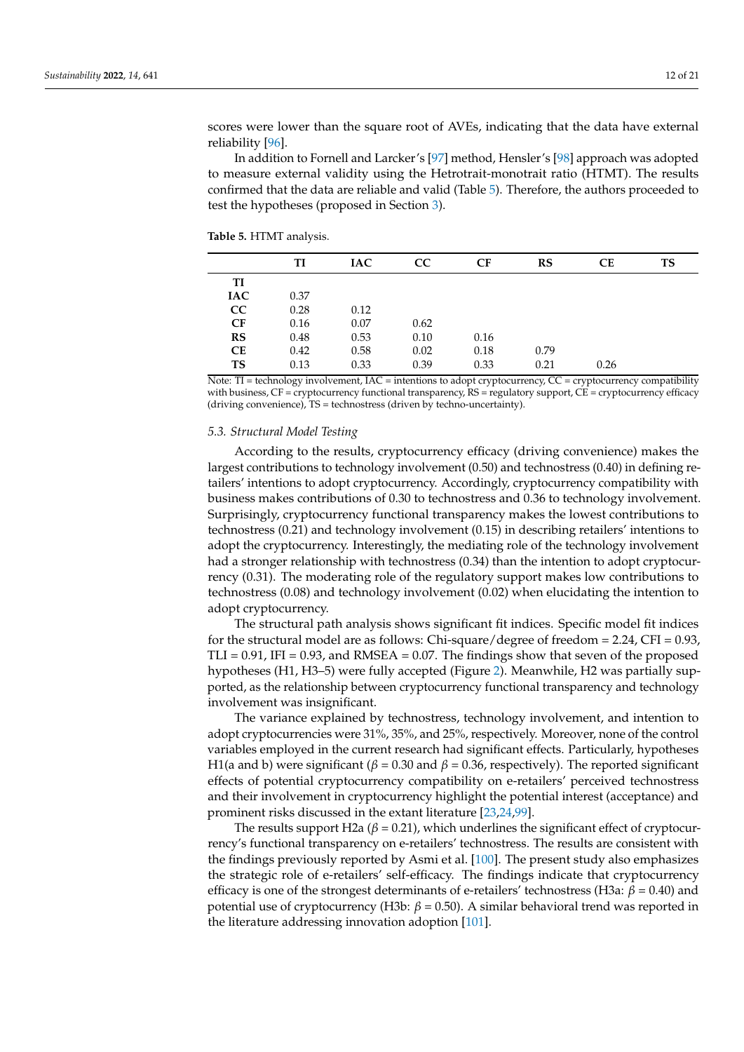scores were lower than the square root of AVEs, indicating that the data have external reliability [96].

In addition to Fornell and Larcker's [97] method, Hensler's [98] approach was adopted to measure external validity using the Hetrotrait-monotrait ratio (HTMT). The results confirmed that the data are reliable and valid (Table 5). Therefore, the authors proceeded to test the hypotheses (proposed in Section 3).

**Table 5.** HTMT analysis.

| | TI | IAC | CC | CF | RS | CE | TS |
|---|---|---|---|---|---|---|---|
| **TI** | | | | | | | |
| **IAC** | 0.37 | | | | | | |
| **CC** | 0.28 | 0.12 | | | | | |
| **CF** | 0.16 | 0.07 | 0.62 | | | | |
| **RS** | 0.48 | 0.53 | 0.10 | 0.16 | | | |
| **CE** | 0.42 | 0.58 | 0.02 | 0.18 | 0.79 | | |
| **TS** | 0.13 | 0.33 | 0.39 | 0.33 | 0.21 | 0.26 | |

Note: TI = technology involvement, IAC = intentions to adopt cryptocurrency, CC = cryptocurrency compatibility with business, CF = cryptocurrency functional transparency, RS = regulatory support, CE = cryptocurrency efficacy (driving convenience), TS = technostress (driven by techno-uncertainty).

### *5.3. Structural Model Testing*

According to the results, cryptocurrency efficacy (driving convenience) makes the largest contributions to technology involvement (0.50) and technostress (0.40) in defining retailers' intentions to adopt cryptocurrency. Accordingly, cryptocurrency compatibility with business makes contributions of 0.30 to technostress and 0.36 to technology involvement. Surprisingly, cryptocurrency functional transparency makes the lowest contributions to technostress (0.21) and technology involvement (0.15) in describing retailers' intentions to adopt the cryptocurrency. Interestingly, the mediating role of the technology involvement had a stronger relationship with technostress (0.34) than the intention to adopt cryptocurrency (0.31). The moderating role of the regulatory support makes low contributions to technostress (0.08) and technology involvement (0.02) when elucidating the intention to adopt cryptocurrency.

The structural path analysis shows significant fit indices. Specific model fit indices for the structural model are as follows: Chi-square/degree of freedom = 2.24, CFI = 0.93, TLI = 0.91, IFI = 0.93, and RMSEA = 0.07. The findings show that seven of the proposed hypotheses (H1, H3–5) were fully accepted (Figure 2). Meanwhile, H2 was partially supported, as the relationship between cryptocurrency functional transparency and technology involvement was insignificant.

The variance explained by technostress, technology involvement, and intention to adopt cryptocurrencies were 31%, 35%, and 25%, respectively. Moreover, none of the control variables employed in the current research had significant effects. Particularly, hypotheses H1(a and b) were significant ($\beta = 0.30$ and $\beta = 0.36$, respectively). The reported significant effects of potential cryptocurrency compatibility on e-retailers' perceived technostress and their involvement in cryptocurrency highlight the potential interest (acceptance) and prominent risks discussed in the extant literature [23,24,99].

The results support H2a ($\beta = 0.21$), which underlines the significant effect of cryptocurrency's functional transparency on e-retailers' technostress. The results are consistent with the findings previously reported by Asmi et al. [100]. The present study also emphasizes the strategic role of e-retailers' self-efficacy. The findings indicate that cryptocurrency efficacy is one of the strongest determinants of e-retailers' technostress (H3a: $\beta = 0.40$) and potential use of cryptocurrency (H3b: $\beta = 0.50$). A similar behavioral trend was reported in the literature addressing innovation adoption [101].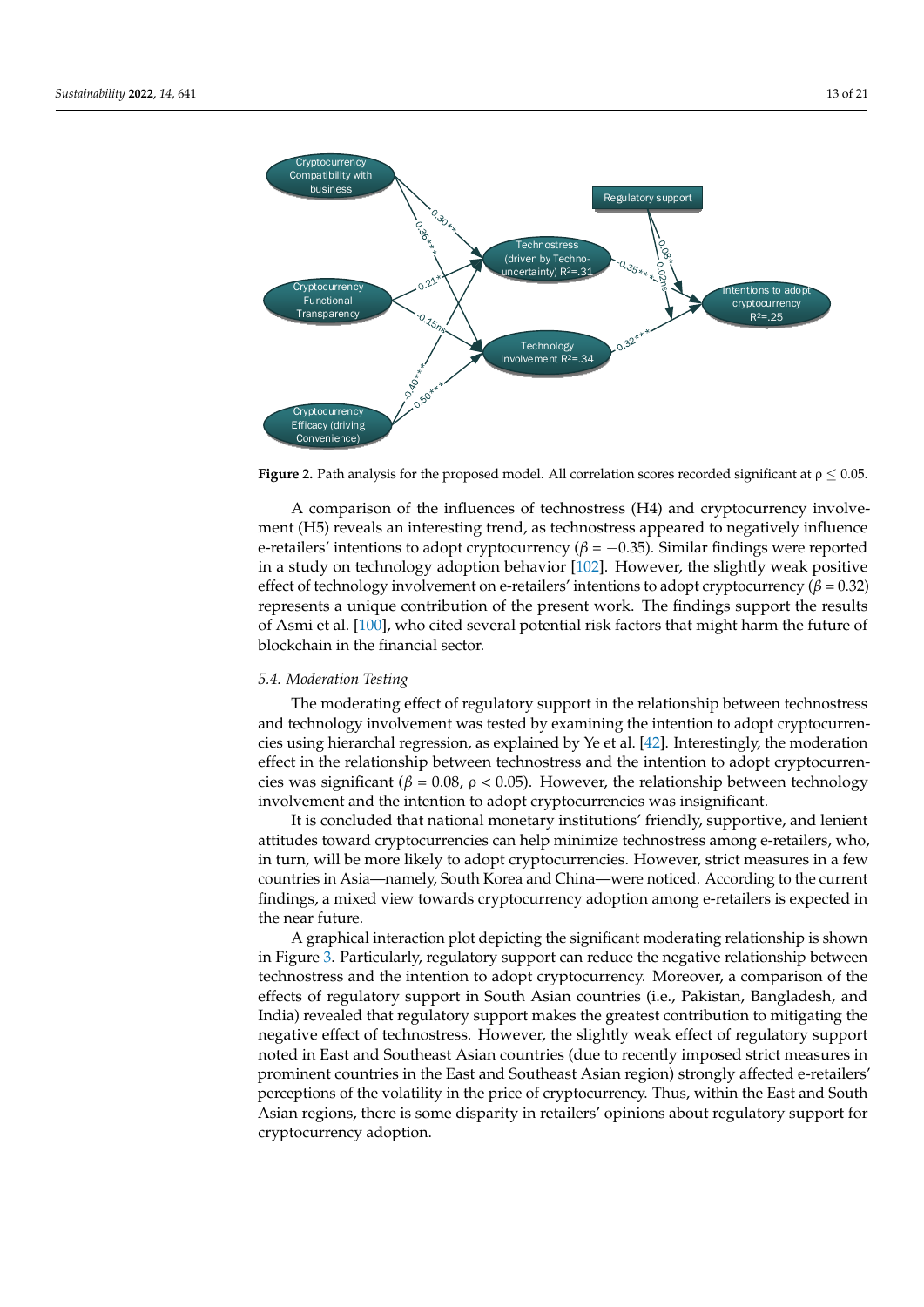**Figure 2.** Path analysis for the proposed model. All correlation scores recorded significant at $\rho \leq 0.05$.

A comparison of the influences of technostress (H4) and cryptocurrency involvement (H5) reveals an interesting trend, as technostress appeared to negatively influence e-retailers' intentions to adopt cryptocurrency ($\beta = -0.35$). Similar findings were reported in a study on technology adoption behavior [102]. However, the slightly weak positive effect of technology involvement on e-retailers' intentions to adopt cryptocurrency ($\beta = 0.32$) represents a unique contribution of the present work. The findings support the results of Asmi et al. [100], who cited several potential risk factors that might harm the future of blockchain in the financial sector.

### 5.4. Moderation Testing

The moderating effect of regulatory support in the relationship between technostress and technology involvement was tested by examining the intention to adopt cryptocurrencies using hierarchal regression, as explained by Ye et al. [42]. Interestingly, the moderation effect in the relationship between technostress and the intention to adopt cryptocurrencies was significant ($\beta = 0.08$, $\rho < 0.05$). However, the relationship between technology involvement and the intention to adopt cryptocurrencies was insignificant.

It is concluded that national monetary institutions' friendly, supportive, and lenient attitudes toward cryptocurrencies can help minimize technostress among e-retailers, who, in turn, will be more likely to adopt cryptocurrencies. However, strict measures in a few countries in Asia—namely, South Korea and China—were noticed. According to the current findings, a mixed view towards cryptocurrency adoption among e-retailers is expected in the near future.

A graphical interaction plot depicting the significant moderating relationship is shown in Figure 3. Particularly, regulatory support can reduce the negative relationship between technostress and the intention to adopt cryptocurrency. Moreover, a comparison of the effects of regulatory support in South Asian countries (i.e., Pakistan, Bangladesh, and India) revealed that regulatory support makes the greatest contribution to mitigating the negative effect of technostress. However, the slightly weak effect of regulatory support noted in East and Southeast Asian countries (due to recently imposed strict measures in prominent countries in the East and Southeast Asian region) strongly affected e-retailers' perceptions of the volatility in the price of cryptocurrency. Thus, within the East and South Asian regions, there is some disparity in retailers' opinions about regulatory support for cryptocurrency adoption.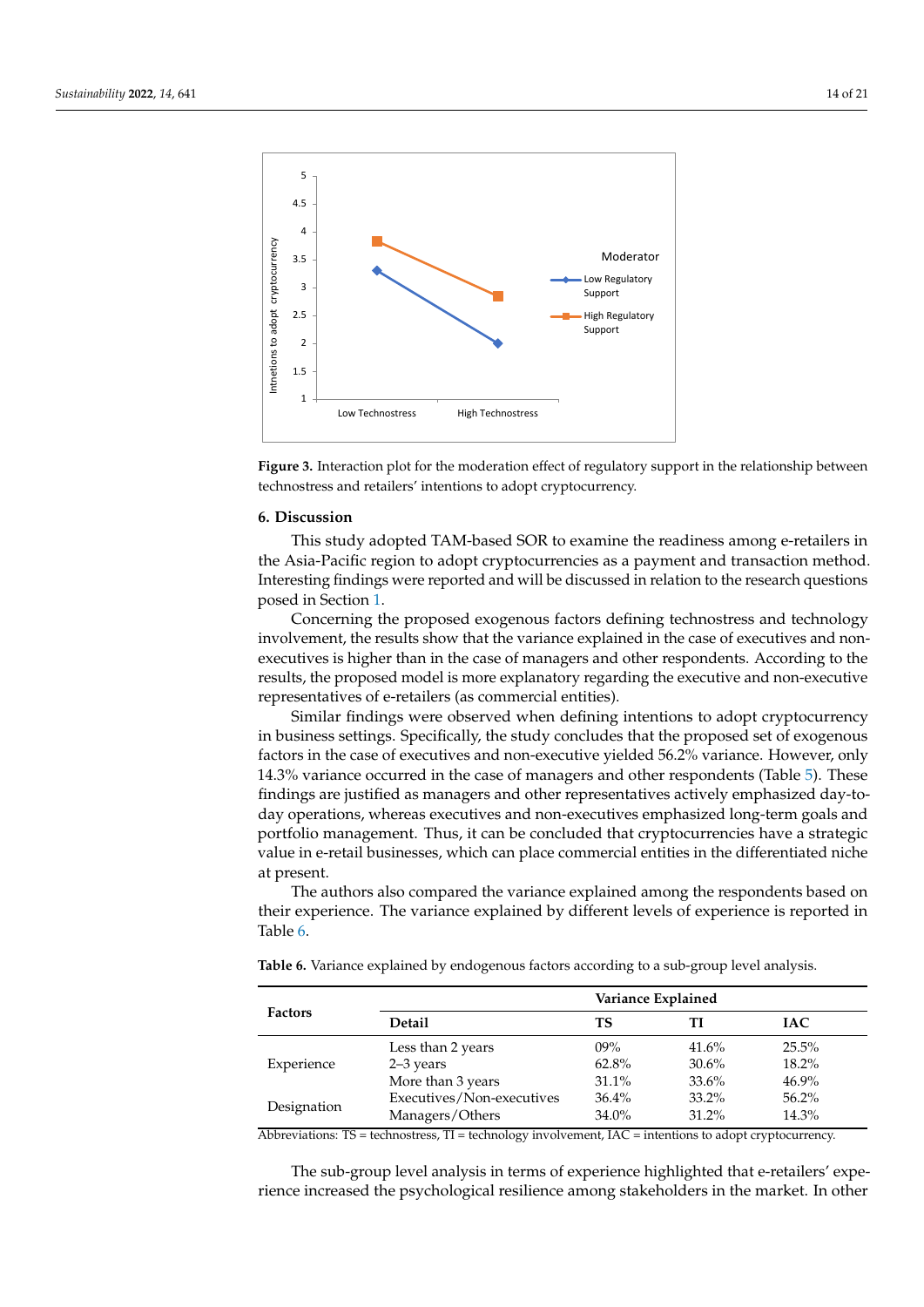Figure 3. Interaction plot for the moderation effect of regulatory support in the relationship between technostress and retailers' intentions to adopt cryptocurrency.

## 6. Discussion

This study adopted TAM-based SOR to examine the readiness among e-retailers in the Asia-Pacific region to adopt cryptocurrencies as a payment and transaction method. Interesting findings were reported and will be discussed in relation to the research questions posed in Section 1.

Concerning the proposed exogenous factors defining technostress and technology involvement, the results show that the variance explained in the case of executives and non-executives is higher than in the case of managers and other respondents. According to the results, the proposed model is more explanatory regarding the executive and non-executive representatives of e-retailers (as commercial entities).

Similar findings were observed when defining intentions to adopt cryptocurrency in business settings. Specifically, the study concludes that the proposed set of exogenous factors in the case of executives and non-executive yielded 56.2% variance. However, only 14.3% variance occurred in the case of managers and other respondents (Table 5). These findings are justified as managers and other representatives actively emphasized day-to-day operations, whereas executives and non-executives emphasized long-term goals and portfolio management. Thus, it can be concluded that cryptocurrencies have a strategic value in e-retail businesses, which can place commercial entities in the differentiated niche at present.

The authors also compared the variance explained among the respondents based on their experience. The variance explained by different levels of experience is reported in Table 6.

**Table 6.** Variance explained by endogenous factors according to a sub-group level analysis.

| Factors | | Variance Explained | | |
|---|---|---|---|---|
| | Detail | TS | TI | IAC |
| Experience | Less than 2 years | 09% | 41.6% | 25.5% |
| | 2–3 years | 62.8% | 30.6% | 18.2% |
| | More than 3 years | 31.1% | 33.6% | 46.9% |
| Designation | Executives/Non-executives | 36.4% | 33.2% | 56.2% |
| | Managers/Others | 34.0% | 31.2% | 14.3% |

Abbreviations: TS = technostress, TI = technology involvement, IAC = intentions to adopt cryptocurrency.

The sub-group level analysis in terms of experience highlighted that e-retailers' experience increased the psychological resilience among stakeholders in the market. In other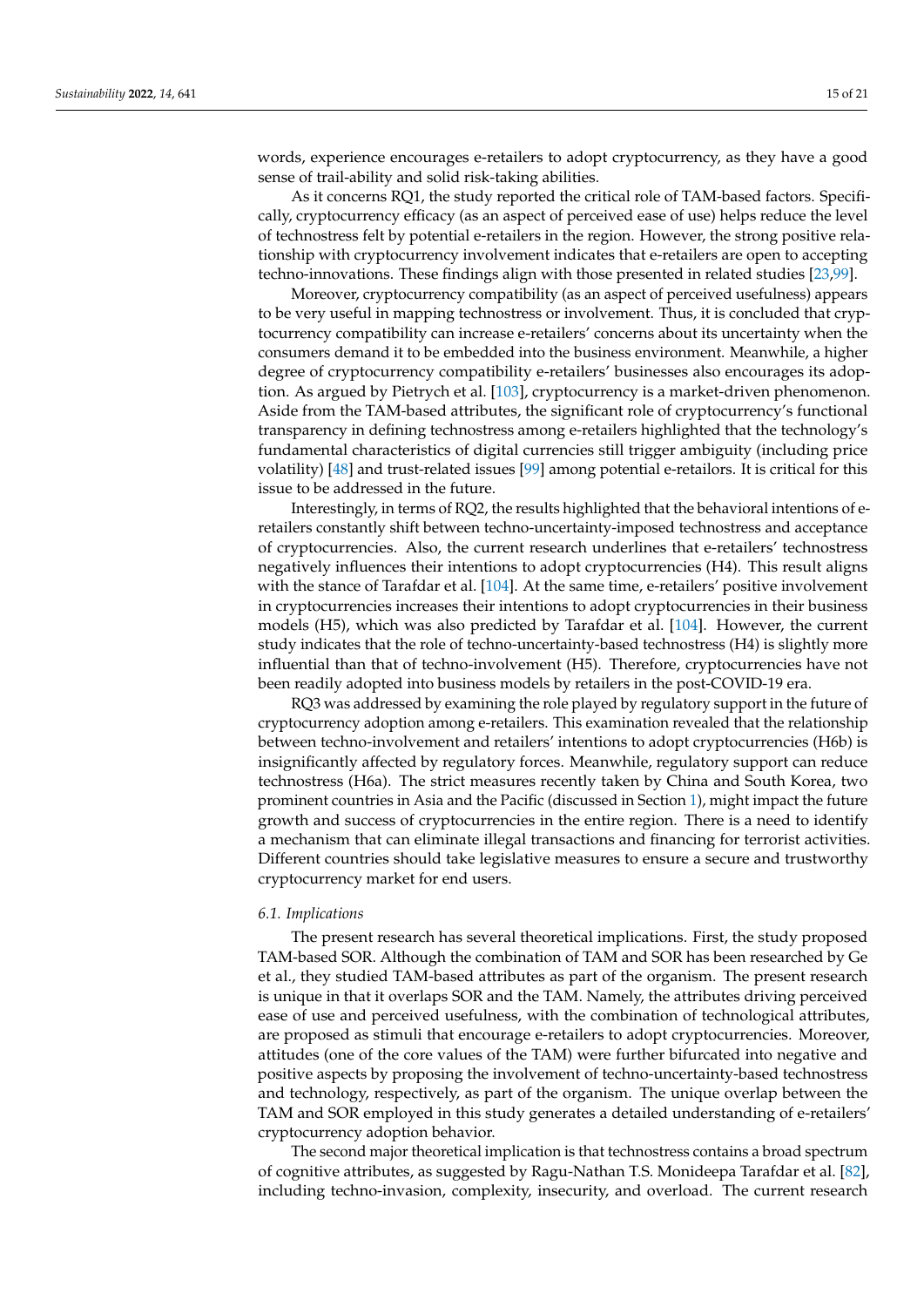words, experience encourages e-retailers to adopt cryptocurrency, as they have a good sense of trail-ability and solid risk-taking abilities.

As it concerns RQ1, the study reported the critical role of TAM-based factors. Specifically, cryptocurrency efficacy (as an aspect of perceived ease of use) helps reduce the level of technostress felt by potential e-retailers in the region. However, the strong positive relationship with cryptocurrency involvement indicates that e-retailers are open to accepting techno-innovations. These findings align with those presented in related studies [23,99].

Moreover, cryptocurrency compatibility (as an aspect of perceived usefulness) appears to be very useful in mapping technostress or involvement. Thus, it is concluded that cryptocurrency compatibility can increase e-retailers' concerns about its uncertainty when the consumers demand it to be embedded into the business environment. Meanwhile, a higher degree of cryptocurrency compatibility e-retailers' businesses also encourages its adoption. As argued by Pietrych et al. [103], cryptocurrency is a market-driven phenomenon. Aside from the TAM-based attributes, the significant role of cryptocurrency's functional transparency in defining technostress among e-retailers highlighted that the technology's fundamental characteristics of digital currencies still trigger ambiguity (including price volatility) [48] and trust-related issues [99] among potential e-retailors. It is critical for this issue to be addressed in the future.

Interestingly, in terms of RQ2, the results highlighted that the behavioral intentions of e-retailers constantly shift between techno-uncertainty-imposed technostress and acceptance of cryptocurrencies. Also, the current research underlines that e-retailers' technostress negatively influences their intentions to adopt cryptocurrencies (H4). This result aligns with the stance of Tarafdar et al. [104]. At the same time, e-retailers' positive involvement in cryptocurrencies increases their intentions to adopt cryptocurrencies in their business models (H5), which was also predicted by Tarafdar et al. [104]. However, the current study indicates that the role of techno-uncertainty-based technostress (H4) is slightly more influential than that of techno-involvement (H5). Therefore, cryptocurrencies have not been readily adopted into business models by retailers in the post-COVID-19 era.

RQ3 was addressed by examining the role played by regulatory support in the future of cryptocurrency adoption among e-retailers. This examination revealed that the relationship between techno-involvement and retailers' intentions to adopt cryptocurrencies (H6b) is insignificantly affected by regulatory forces. Meanwhile, regulatory support can reduce technostress (H6a). The strict measures recently taken by China and South Korea, two prominent countries in Asia and the Pacific (discussed in Section 1), might impact the future growth and success of cryptocurrencies in the entire region. There is a need to identify a mechanism that can eliminate illegal transactions and financing for terrorist activities. Different countries should take legislative measures to ensure a secure and trustworthy cryptocurrency market for end users.

### *6.1. Implications*

The present research has several theoretical implications. First, the study proposed TAM-based SOR. Although the combination of TAM and SOR has been researched by Ge et al., they studied TAM-based attributes as part of the organism. The present research is unique in that it overlaps SOR and the TAM. Namely, the attributes driving perceived ease of use and perceived usefulness, with the combination of technological attributes, are proposed as stimuli that encourage e-retailers to adopt cryptocurrencies. Moreover, attitudes (one of the core values of the TAM) were further bifurcated into negative and positive aspects by proposing the involvement of techno-uncertainty-based technostress and technology, respectively, as part of the organism. The unique overlap between the TAM and SOR employed in this study generates a detailed understanding of e-retailers' cryptocurrency adoption behavior.

The second major theoretical implication is that technostress contains a broad spectrum of cognitive attributes, as suggested by Ragu-Nathan T.S. Monideepa Tarafdar et al. [82], including techno-invasion, complexity, insecurity, and overload. The current research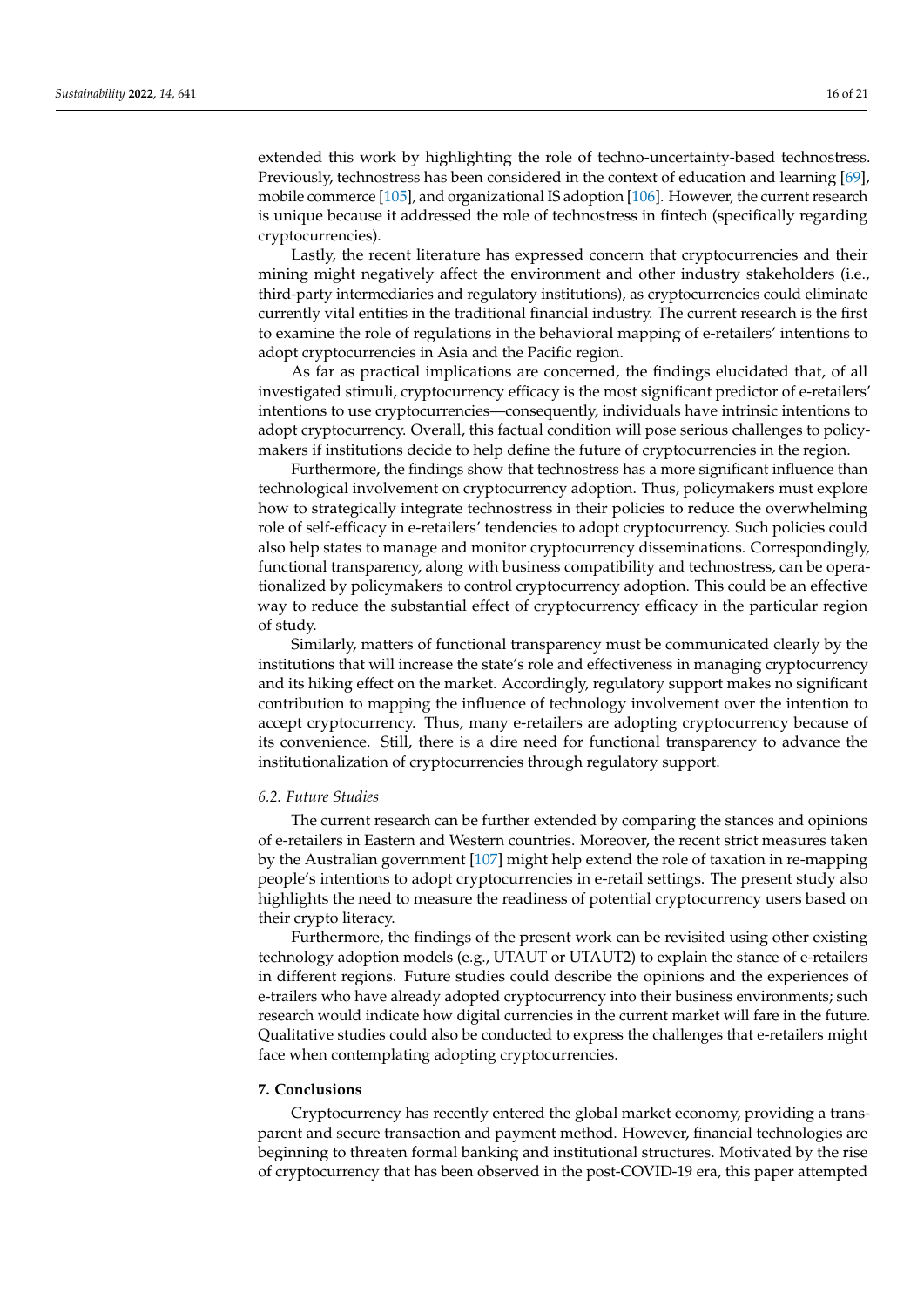extended this work by highlighting the role of techno-uncertainty-based technostress. Previously, technostress has been considered in the context of education and learning [69], mobile commerce [105], and organizational IS adoption [106]. However, the current research is unique because it addressed the role of technostress in fintech (specifically regarding cryptocurrencies).

Lastly, the recent literature has expressed concern that cryptocurrencies and their mining might negatively affect the environment and other industry stakeholders (i.e., third-party intermediaries and regulatory institutions), as cryptocurrencies could eliminate currently vital entities in the traditional financial industry. The current research is the first to examine the role of regulations in the behavioral mapping of e-retailers' intentions to adopt cryptocurrencies in Asia and the Pacific region.

As far as practical implications are concerned, the findings elucidated that, of all investigated stimuli, cryptocurrency efficacy is the most significant predictor of e-retailers' intentions to use cryptocurrencies—consequently, individuals have intrinsic intentions to adopt cryptocurrency. Overall, this factual condition will pose serious challenges to policymakers if institutions decide to help define the future of cryptocurrencies in the region.

Furthermore, the findings show that technostress has a more significant influence than technological involvement on cryptocurrency adoption. Thus, policymakers must explore how to strategically integrate technostress in their policies to reduce the overwhelming role of self-efficacy in e-retailers' tendencies to adopt cryptocurrency. Such policies could also help states to manage and monitor cryptocurrency disseminations. Correspondingly, functional transparency, along with business compatibility and technostress, can be operationalized by policymakers to control cryptocurrency adoption. This could be an effective way to reduce the substantial effect of cryptocurrency efficacy in the particular region of study.

Similarly, matters of functional transparency must be communicated clearly by the institutions that will increase the state's role and effectiveness in managing cryptocurrency and its hiking effect on the market. Accordingly, regulatory support makes no significant contribution to mapping the influence of technology involvement over the intention to accept cryptocurrency. Thus, many e-retailers are adopting cryptocurrency because of its convenience. Still, there is a dire need for functional transparency to advance the institutionalization of cryptocurrencies through regulatory support.

### 6.2. Future Studies

The current research can be further extended by comparing the stances and opinions of e-retailers in Eastern and Western countries. Moreover, the recent strict measures taken by the Australian government [107] might help extend the role of taxation in re-mapping people's intentions to adopt cryptocurrencies in e-retail settings. The present study also highlights the need to measure the readiness of potential cryptocurrency users based on their crypto literacy.

Furthermore, the findings of the present work can be revisited using other existing technology adoption models (e.g., UTAUT or UTAUT2) to explain the stance of e-retailers in different regions. Future studies could describe the opinions and the experiences of e-trailers who have already adopted cryptocurrency into their business environments; such research would indicate how digital currencies in the current market will fare in the future. Qualitative studies could also be conducted to express the challenges that e-retailers might face when contemplating adopting cryptocurrencies.

## 7. Conclusions

Cryptocurrency has recently entered the global market economy, providing a transparent and secure transaction and payment method. However, financial technologies are beginning to threaten formal banking and institutional structures. Motivated by the rise of cryptocurrency that has been observed in the post-COVID-19 era, this paper attempted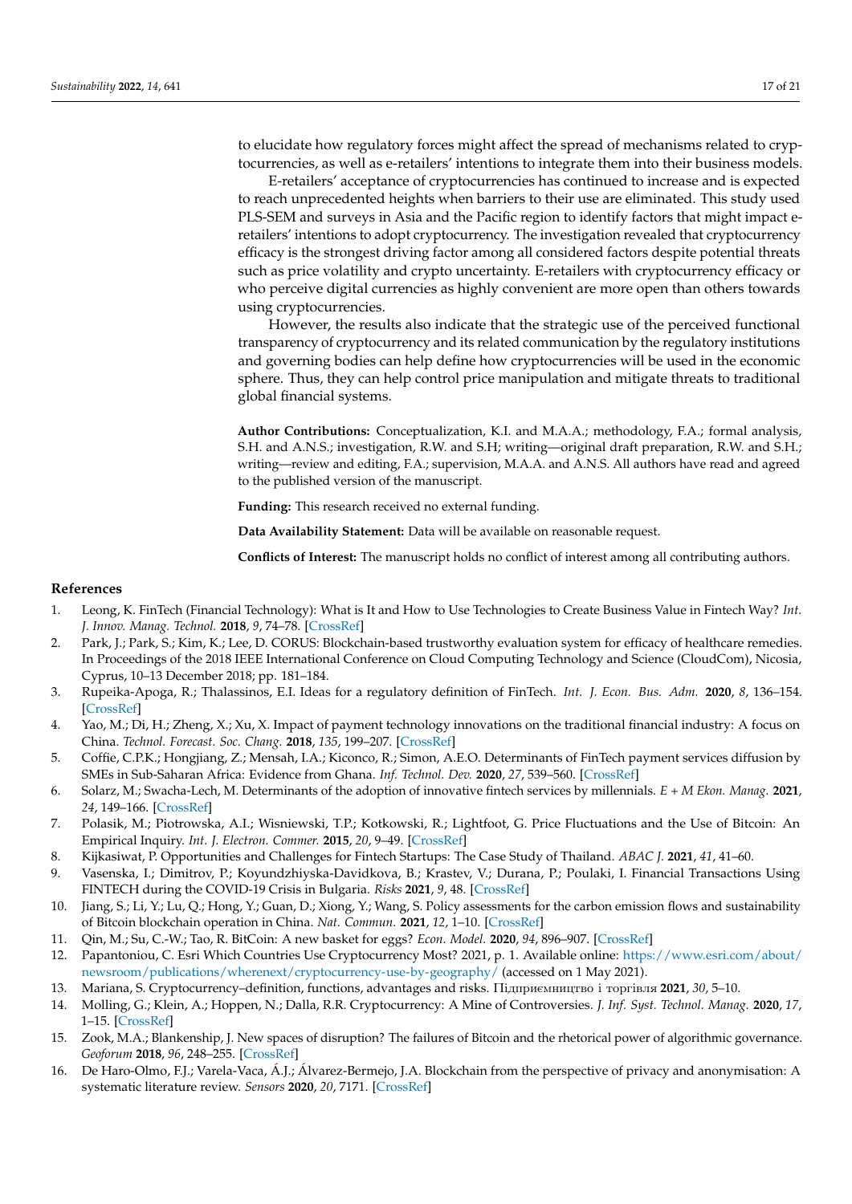to elucidate how regulatory forces might affect the spread of mechanisms related to cryptocurrencies, as well as e-retailers' intentions to integrate them into their business models.

E-retailers' acceptance of cryptocurrencies has continued to increase and is expected to reach unprecedented heights when barriers to their use are eliminated. This study used PLS-SEM and surveys in Asia and the Pacific region to identify factors that might impact e-retailers' intentions to adopt cryptocurrency. The investigation revealed that cryptocurrency efficacy is the strongest driving factor among all considered factors despite potential threats such as price volatility and crypto uncertainty. E-retailers with cryptocurrency efficacy or who perceive digital currencies as highly convenient are more open than others towards using cryptocurrencies.

However, the results also indicate that the strategic use of the perceived functional transparency of cryptocurrency and its related communication by the regulatory institutions and governing bodies can help define how cryptocurrencies will be used in the economic sphere. Thus, they can help control price manipulation and mitigate threats to traditional global financial systems.

**Author Contributions:** Conceptualization, K.I. and M.A.A.; methodology, F.A.; formal analysis, S.H. and A.N.S.; investigation, R.W. and S.H; writing—original draft preparation, R.W. and S.H.; writing—review and editing, F.A.; supervision, M.A.A. and A.N.S. All authors have read and agreed to the published version of the manuscript.

**Funding:** This research received no external funding.

**Data Availability Statement:** Data will be available on reasonable request.

**Conflicts of Interest:** The manuscript holds no conflict of interest among all contributing authors.

## References

1. Leong, K. FinTech (Financial Technology): What is It and How to Use Technologies to Create Business Value in Fintech Way? *Int. J. Innov. Manag. Technol.* **2018**, *9*, 74–78. [CrossRef]
2. Park, J.; Park, S.; Kim, K.; Lee, D. CORUS: Blockchain-based trustworthy evaluation system for efficacy of healthcare remedies. In Proceedings of the 2018 IEEE International Conference on Cloud Computing Technology and Science (CloudCom), Nicosia, Cyprus, 10–13 December 2018; pp. 181–184.
3. Rupeika-Apoga, R.; Thalassinos, E.I. Ideas for a regulatory definition of FinTech. *Int. J. Econ. Bus. Adm.* **2020**, *8*, 136–154. [CrossRef]
4. Yao, M.; Di, H.; Zheng, X.; Xu, X. Impact of payment technology innovations on the traditional financial industry: A focus on China. *Technol. Forecast. Soc. Chang.* **2018**, *135*, 199–207. [CrossRef]
5. Coffie, C.P.K.; Hongjiang, Z.; Mensah, I.A.; Kiconco, R.; Simon, A.E.O. Determinants of FinTech payment services diffusion by SMEs in Sub-Saharan Africa: Evidence from Ghana. *Inf. Technol. Dev.* **2020**, *27*, 539–560. [CrossRef]
6. Solarz, M.; Swacha-Lech, M. Determinants of the adoption of innovative fintech services by millennials. *E + M Ekon. Manag.* **2021**, *24*, 149–166. [CrossRef]
7. Polasik, M.; Piotrowska, A.I.; Wisniewski, T.P.; Kotkowski, R.; Lightfoot, G. Price Fluctuations and the Use of Bitcoin: An Empirical Inquiry. *Int. J. Electron. Commer.* **2015**, *20*, 9–49. [CrossRef]
8. Kijkasiwat, P. Opportunities and Challenges for Fintech Startups: The Case Study of Thailand. *ABAC J.* **2021**, *41*, 41–60.
9. Vasenska, I.; Dimitrov, P.; Koyundzhiyska-Davidkova, B.; Krastev, V.; Durana, P.; Poulaki, I. Financial Transactions Using FINTECH during the COVID-19 Crisis in Bulgaria. *Risks* **2021**, *9*, 48. [CrossRef]
10. Jiang, S.; Li, Y.; Lu, Q.; Hong, Y.; Guan, D.; Xiong, Y.; Wang, S. Policy assessments for the carbon emission flows and sustainability of Bitcoin blockchain operation in China. *Nat. Commun.* **2021**, *12*, 1–10. [CrossRef]
11. Qin, M.; Su, C.-W.; Tao, R. BitCoin: A new basket for eggs? *Econ. Model.* **2020**, *94*, 896–907. [CrossRef]
12. Papantoniou, C. Esri Which Countries Use Cryptocurrency Most? 2021, p. 1. Available online: https://www.esri.com/about/newsroom/publications/wherenext/cryptocurrency-use-by-geography/ (accessed on 1 May 2021).
13. Mariana, S. Cryptocurrency–definition, functions, advantages and risks. Підприємництво і торгівля **2021**, *30*, 5–10.
14. Molling, G.; Klein, A.; Hoppen, N.; Dalla, R.R. Cryptocurrency: A Mine of Controversies. *J. Inf. Syst. Technol. Manag.* **2020**, *17*, 1–15. [CrossRef]
15. Zook, M.A.; Blankenship, J. New spaces of disruption? The failures of Bitcoin and the rhetorical power of algorithmic governance. *Geoforum* **2018**, *96*, 248–255. [CrossRef]
16. De Haro-Olmo, F.J.; Varela-Vaca, Á.J.; Álvarez-Bermejo, J.A. Blockchain from the perspective of privacy and anonymisation: A systematic literature review. *Sensors* **2020**, *20*, 7171. [CrossRef]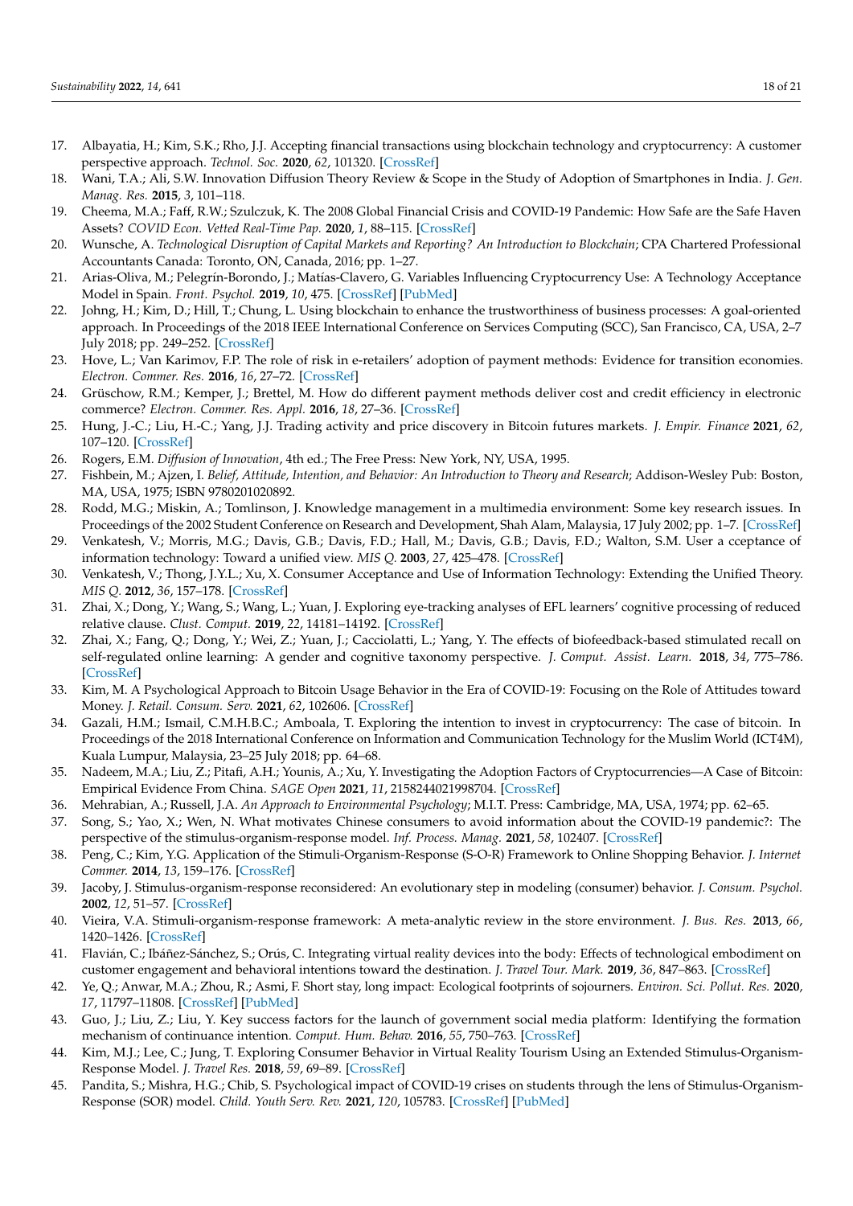17. Albayatia, H.; Kim, S.K.; Rho, J.J. Accepting financial transactions using blockchain technology and cryptocurrency: A customer perspective approach. *Technol. Soc.* **2020**, *62*, 101320. [CrossRef]
18. Wani, T.A.; Ali, S.W. Innovation Diffusion Theory Review & Scope in the Study of Adoption of Smartphones in India. *J. Gen. Manag. Res.* **2015**, *3*, 101–118.
19. Cheema, M.A.; Faff, R.W.; Szulczuk, K. The 2008 Global Financial Crisis and COVID-19 Pandemic: How Safe are the Safe Haven Assets? *COVID Econ. Vetted Real-Time Pap.* **2020**, *1*, 88–115. [CrossRef]
20. Wunsche, A. *Technological Disruption of Capital Markets and Reporting? An Introduction to Blockchain*; CPA Chartered Professional Accountants Canada: Toronto, ON, Canada, 2016; pp. 1–27.
21. Arias-Oliva, M.; Pelegrín-Borondo, J.; Matías-Clavero, G. Variables Influencing Cryptocurrency Use: A Technology Acceptance Model in Spain. *Front. Psychol.* **2019**, *10*, 475. [CrossRef] [PubMed]
22. Johng, H.; Kim, D.; Hill, T.; Chung, L. Using blockchain to enhance the trustworthiness of business processes: A goal-oriented approach. In Proceedings of the 2018 IEEE International Conference on Services Computing (SCC), San Francisco, CA, USA, 2–7 July 2018; pp. 249–252. [CrossRef]
23. Hove, L.; Van Karimov, F.P. The role of risk in e-retailers' adoption of payment methods: Evidence for transition economies. *Electron. Commer. Res.* **2016**, *16*, 27–72. [CrossRef]
24. Grüschow, R.M.; Kemper, J.; Brettel, M. How do different payment methods deliver cost and credit efficiency in electronic commerce? *Electron. Commer. Res. Appl.* **2016**, *18*, 27–36. [CrossRef]
25. Hung, J.-C.; Liu, H.-C.; Yang, J.J. Trading activity and price discovery in Bitcoin futures markets. *J. Empir. Finance* **2021**, *62*, 107–120. [CrossRef]
26. Rogers, E.M. *Diffusion of Innovation*, 4th ed.; The Free Press: New York, NY, USA, 1995.
27. Fishbein, M.; Ajzen, I. *Belief, Attitude, Intention, and Behavior: An Introduction to Theory and Research*; Addison-Wesley Pub: Boston, MA, USA, 1975; ISBN 9780201020892.
28. Rodd, M.G.; Miskin, A.; Tomlinson, J. Knowledge management in a multimedia environment: Some key research issues. In Proceedings of the 2002 Student Conference on Research and Development, Shah Alam, Malaysia, 17 July 2002; pp. 1–7. [CrossRef]
29. Venkatesh, V.; Morris, M.G.; Davis, G.B.; Davis, F.D.; Hall, M.; Davis, G.B.; Davis, F.D.; Walton, S.M. User a cceptance of information technology: Toward a unified view. *MIS Q.* **2003**, *27*, 425–478. [CrossRef]
30. Venkatesh, V.; Thong, J.Y.L.; Xu, X. Consumer Acceptance and Use of Information Technology: Extending the Unified Theory. *MIS Q.* **2012**, *36*, 157–178. [CrossRef]
31. Zhai, X.; Dong, Y.; Wang, S.; Wang, L.; Yuan, J. Exploring eye-tracking analyses of EFL learners' cognitive processing of reduced relative clause. *Clust. Comput.* **2019**, *22*, 14181–14192. [CrossRef]
32. Zhai, X.; Fang, Q.; Dong, Y.; Wei, Z.; Yuan, J.; Cacciolatti, L.; Yang, Y. The effects of biofeedback-based stimulated recall on self-regulated online learning: A gender and cognitive taxonomy perspective. *J. Comput. Assist. Learn.* **2018**, *34*, 775–786. [CrossRef]
33. Kim, M. A Psychological Approach to Bitcoin Usage Behavior in the Era of COVID-19: Focusing on the Role of Attitudes toward Money. *J. Retail. Consum. Serv.* **2021**, *62*, 102606. [CrossRef]
34. Gazali, H.M.; Ismail, C.M.H.B.C.; Amboala, T. Exploring the intention to invest in cryptocurrency: The case of bitcoin. In Proceedings of the 2018 International Conference on Information and Communication Technology for the Muslim World (ICT4M), Kuala Lumpur, Malaysia, 23–25 July 2018; pp. 64–68.
35. Nadeem, M.A.; Liu, Z.; Pitafi, A.H.; Younis, A.; Xu, Y. Investigating the Adoption Factors of Cryptocurrencies—A Case of Bitcoin: Empirical Evidence From China. *SAGE Open* **2021**, *11*, 2158244021998704. [CrossRef]
36. Mehrabian, A.; Russell, J.A. *An Approach to Environmental Psychology*; M.I.T. Press: Cambridge, MA, USA, 1974; pp. 62–65.
37. Song, S.; Yao, X.; Wen, N. What motivates Chinese consumers to avoid information about the COVID-19 pandemic?: The perspective of the stimulus-organism-response model. *Inf. Process. Manag.* **2021**, *58*, 102407. [CrossRef]
38. Peng, C.; Kim, Y.G. Application of the Stimuli-Organism-Response (S-O-R) Framework to Online Shopping Behavior. *J. Internet Commer.* **2014**, *13*, 159–176. [CrossRef]
39. Jacoby, J. Stimulus-organism-response reconsidered: An evolutionary step in modeling (consumer) behavior. *J. Consum. Psychol.* **2002**, *12*, 51–57. [CrossRef]
40. Vieira, V.A. Stimuli-organism-response framework: A meta-analytic review in the store environment. *J. Bus. Res.* **2013**, *66*, 1420–1426. [CrossRef]
41. Flavián, C.; Ibáñez-Sánchez, S.; Orús, C. Integrating virtual reality devices into the body: Effects of technological embodiment on customer engagement and behavioral intentions toward the destination. *J. Travel Tour. Mark.* **2019**, *36*, 847–863. [CrossRef]
42. Ye, Q.; Anwar, M.A.; Zhou, R.; Asmi, F. Short stay, long impact: Ecological footprints of sojourners. *Environ. Sci. Pollut. Res.* **2020**, *17*, 11797–11808. [CrossRef] [PubMed]
43. Guo, J.; Liu, Z.; Liu, Y. Key success factors for the launch of government social media platform: Identifying the formation mechanism of continuance intention. *Comput. Hum. Behav.* **2016**, *55*, 750–763. [CrossRef]
44. Kim, M.J.; Lee, C.; Jung, T. Exploring Consumer Behavior in Virtual Reality Tourism Using an Extended Stimulus-Organism-Response Model. *J. Travel Res.* **2018**, *59*, 69–89. [CrossRef]
45. Pandita, S.; Mishra, H.G.; Chib, S. Psychological impact of COVID-19 crises on students through the lens of Stimulus-Organism-Response (SOR) model. *Child. Youth Serv. Rev.* **2021**, *120*, 105783. [CrossRef] [PubMed]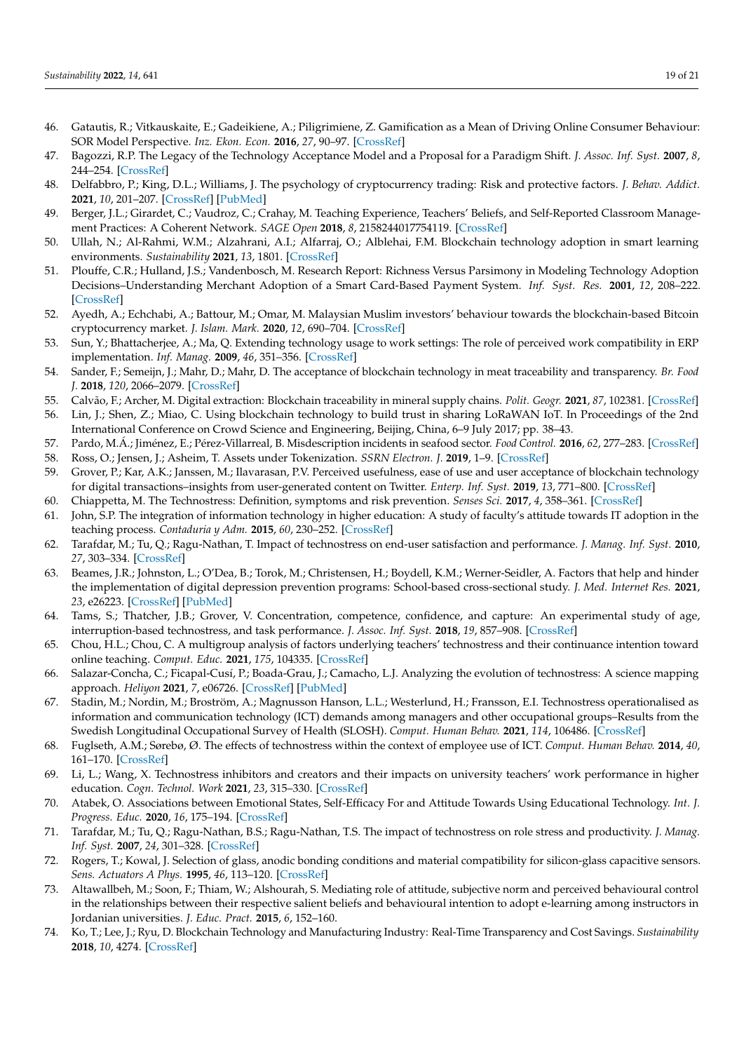46. Gatautis, R.; Vitkauskaite, E.; Gadeikiene, A.; Piligrimiene, Z. Gamification as a Mean of Driving Online Consumer Behaviour: SOR Model Perspective. *Inz. Ekon. Econ.* **2016**, *27*, 90–97. [CrossRef]
47. Bagozzi, R.P. The Legacy of the Technology Acceptance Model and a Proposal for a Paradigm Shift. *J. Assoc. Inf. Syst.* **2007**, *8*, 244–254. [CrossRef]
48. Delfabbro, P.; King, D.L.; Williams, J. The psychology of cryptocurrency trading: Risk and protective factors. *J. Behav. Addict.* **2021**, *10*, 201–207. [CrossRef] [PubMed]
49. Berger, J.L.; Girardet, C.; Vaudroz, C.; Crahay, M. Teaching Experience, Teachers' Beliefs, and Self-Reported Classroom Management Practices: A Coherent Network. *SAGE Open* **2018**, *8*, 2158244017754119. [CrossRef]
50. Ullah, N.; Al-Rahmi, W.M.; Alzahrani, A.I.; Alfarraj, O.; Alblehai, F.M. Blockchain technology adoption in smart learning environments. *Sustainability* **2021**, *13*, 1801. [CrossRef]
51. Plouffe, C.R.; Hulland, J.S.; Vandenbosch, M. Research Report: Richness Versus Parsimony in Modeling Technology Adoption Decisions–Understanding Merchant Adoption of a Smart Card-Based Payment System. *Inf. Syst. Res.* **2001**, *12*, 208–222. [CrossRef]
52. Ayedh, A.; Echchabi, A.; Battour, M.; Omar, M. Malaysian Muslim investors' behaviour towards the blockchain-based Bitcoin cryptocurrency market. *J. Islam. Mark.* **2020**, *12*, 690–704. [CrossRef]
53. Sun, Y.; Bhattacherjee, A.; Ma, Q. Extending technology usage to work settings: The role of perceived work compatibility in ERP implementation. *Inf. Manag.* **2009**, *46*, 351–356. [CrossRef]
54. Sander, F.; Semeijn, J.; Mahr, D.; Mahr, D. The acceptance of blockchain technology in meat traceability and transparency. *Br. Food J.* **2018**, *120*, 2066–2079. [CrossRef]
55. Calvão, F.; Archer, M. Digital extraction: Blockchain traceability in mineral supply chains. *Polit. Geogr.* **2021**, *87*, 102381. [CrossRef]
56. Lin, J.; Shen, Z.; Miao, C. Using blockchain technology to build trust in sharing LoRaWAN IoT. In Proceedings of the 2nd International Conference on Crowd Science and Engineering, Beijing, China, 6–9 July 2017; pp. 38–43.
57. Pardo, M.Á.; Jiménez, E.; Pérez-Villarreal, B. Misdescription incidents in seafood sector. *Food Control.* **2016**, *62*, 277–283. [CrossRef]
58. Ross, O.; Jensen, J.; Asheim, T. Assets under Tokenization. *SSRN Electron. J.* **2019**, 1–9. [CrossRef]
59. Grover, P.; Kar, A.K.; Janssen, M.; Ilavarasan, P.V. Perceived usefulness, ease of use and user acceptance of blockchain technology for digital transactions–insights from user-generated content on Twitter. *Enterp. Inf. Syst.* **2019**, *13*, 771–800. [CrossRef]
60. Chiappetta, M. The Technostress: Definition, symptoms and risk prevention. *Senses Sci.* **2017**, *4*, 358–361. [CrossRef]
61. John, S.P. The integration of information technology in higher education: A study of faculty's attitude towards IT adoption in the teaching process. *Contaduria y Adm.* **2015**, *60*, 230–252. [CrossRef]
62. Tarafdar, M.; Tu, Q.; Ragu-Nathan, T. Impact of technostress on end-user satisfaction and performance. *J. Manag. Inf. Syst.* **2010**, *27*, 303–334. [CrossRef]
63. Beames, J.R.; Johnston, L.; O'Dea, B.; Torok, M.; Christensen, H.; Boydell, K.M.; Werner-Seidler, A. Factors that help and hinder the implementation of digital depression prevention programs: School-based cross-sectional study. *J. Med. Internet Res.* **2021**, *23*, e26223. [CrossRef] [PubMed]
64. Tams, S.; Thatcher, J.B.; Grover, V. Concentration, competence, confidence, and capture: An experimental study of age, interruption-based technostress, and task performance. *J. Assoc. Inf. Syst.* **2018**, *19*, 857–908. [CrossRef]
65. Chou, H.L.; Chou, C. A multigroup analysis of factors underlying teachers' technostress and their continuance intention toward online teaching. *Comput. Educ.* **2021**, *175*, 104335. [CrossRef]
66. Salazar-Concha, C.; Ficapal-Cusí, P.; Boada-Grau, J.; Camacho, L.J. Analyzing the evolution of technostress: A science mapping approach. *Heliyon* **2021**, *7*, e06726. [CrossRef] [PubMed]
67. Stadin, M.; Nordin, M.; Broström, A.; Magnusson Hanson, L.L.; Westerlund, H.; Fransson, E.I. Technostress operationalised as information and communication technology (ICT) demands among managers and other occupational groups–Results from the Swedish Longitudinal Occupational Survey of Health (SLOSH). *Comput. Human Behav.* **2021**, *114*, 106486. [CrossRef]
68. Fuglseth, A.M.; Sørebø, Ø. The effects of technostress within the context of employee use of ICT. *Comput. Human Behav.* **2014**, *40*, 161–170. [CrossRef]
69. Li, L.; Wang, X. Technostress inhibitors and creators and their impacts on university teachers' work performance in higher education. *Cogn. Technol. Work* **2021**, *23*, 315–330. [CrossRef]
70. Atabek, O. Associations between Emotional States, Self-Efficacy For and Attitude Towards Using Educational Technology. *Int. J. Progress. Educ.* **2020**, *16*, 175–194. [CrossRef]
71. Tarafdar, M.; Tu, Q.; Ragu-Nathan, B.S.; Ragu-Nathan, T.S. The impact of technostress on role stress and productivity. *J. Manag. Inf. Syst.* **2007**, *24*, 301–328. [CrossRef]
72. Rogers, T.; Kowal, J. Selection of glass, anodic bonding conditions and material compatibility for silicon-glass capacitive sensors. *Sens. Actuators A Phys.* **1995**, *46*, 113–120. [CrossRef]
73. Altawallbeh, M.; Soon, F.; Thiam, W.; Alshourah, S. Mediating role of attitude, subjective norm and perceived behavioural control in the relationships between their respective salient beliefs and behavioural intention to adopt e-learning among instructors in Jordanian universities. *J. Educ. Pract.* **2015**, *6*, 152–160.
74. Ko, T.; Lee, J.; Ryu, D. Blockchain Technology and Manufacturing Industry: Real-Time Transparency and Cost Savings. *Sustainability* **2018**, *10*, 4274. [CrossRef]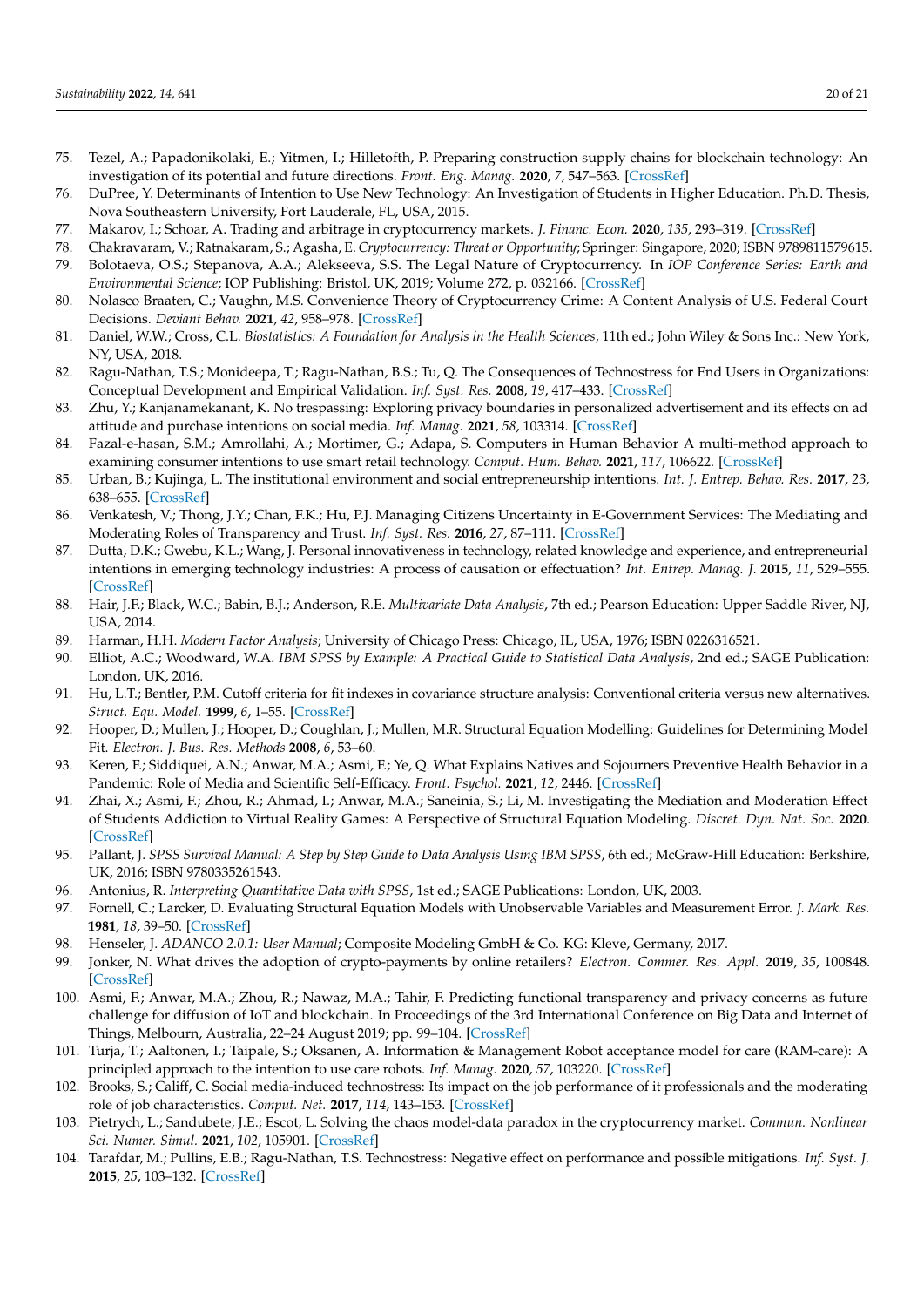75. Tezel, A.; Papadonikolaki, E.; Yitmen, I.; Hilletofth, P. Preparing construction supply chains for blockchain technology: An investigation of its potential and future directions. *Front. Eng. Manag.* **2020**, *7*, 547–563. [CrossRef]
76. DuPree, Y. Determinants of Intention to Use New Technology: An Investigation of Students in Higher Education. Ph.D. Thesis, Nova Southeastern University, Fort Lauderale, FL, USA, 2015.
77. Makarov, I.; Schoar, A. Trading and arbitrage in cryptocurrency markets. *J. Financ. Econ.* **2020**, *135*, 293–319. [CrossRef]
78. Chakravaram, V.; Ratnakaram, S.; Agasha, E. *Cryptocurrency: Threat or Opportunity*; Springer: Singapore, 2020; ISBN 9789811579615.
79. Bolotaeva, O.S.; Stepanova, A.A.; Alekseeva, S.S. The Legal Nature of Cryptocurrency. In *IOP Conference Series: Earth and Environmental Science*; IOP Publishing: Bristol, UK, 2019; Volume 272, p. 032166. [CrossRef]
80. Nolasco Braaten, C.; Vaughn, M.S. Convenience Theory of Cryptocurrency Crime: A Content Analysis of U.S. Federal Court Decisions. *Deviant Behav.* **2021**, *42*, 958–978. [CrossRef]
81. Daniel, W.W.; Cross, C.L. *Biostatistics: A Foundation for Analysis in the Health Sciences*, 11th ed.; John Wiley & Sons Inc.: New York, NY, USA, 2018.
82. Ragu-Nathan, T.S.; Monideepa, T.; Ragu-Nathan, B.S.; Tu, Q. The Consequences of Technostress for End Users in Organizations: Conceptual Development and Empirical Validation. *Inf. Syst. Res.* **2008**, *19*, 417–433. [CrossRef]
83. Zhu, Y.; Kanjanamekanant, K. No trespassing: Exploring privacy boundaries in personalized advertisement and its effects on ad attitude and purchase intentions on social media. *Inf. Manag.* **2021**, *58*, 103314. [CrossRef]
84. Fazal-e-hasan, S.M.; Amrollahi, A.; Mortimer, G.; Adapa, S. Computers in Human Behavior A multi-method approach to examining consumer intentions to use smart retail technology. *Comput. Hum. Behav.* **2021**, *117*, 106622. [CrossRef]
85. Urban, B.; Kujinga, L. The institutional environment and social entrepreneurship intentions. *Int. J. Entrep. Behav. Res.* **2017**, *23*, 638–655. [CrossRef]
86. Venkatesh, V.; Thong, J.Y.; Chan, F.K.; Hu, P.J. Managing Citizens Uncertainty in E-Government Services: The Mediating and Moderating Roles of Transparency and Trust. *Inf. Syst. Res.* **2016**, *27*, 87–111. [CrossRef]
87. Dutta, D.K.; Gwebu, K.L.; Wang, J. Personal innovativeness in technology, related knowledge and experience, and entrepreneurial intentions in emerging technology industries: A process of causation or effectuation? *Int. Entrep. Manag. J.* **2015**, *11*, 529–555. [CrossRef]
88. Hair, J.F.; Black, W.C.; Babin, B.J.; Anderson, R.E. *Multivariate Data Analysis*, 7th ed.; Pearson Education: Upper Saddle River, NJ, USA, 2014.
89. Harman, H.H. *Modern Factor Analysis*; University of Chicago Press: Chicago, IL, USA, 1976; ISBN 0226316521.
90. Elliot, A.C.; Woodward, W.A. *IBM SPSS by Example: A Practical Guide to Statistical Data Analysis*, 2nd ed.; SAGE Publication: London, UK, 2016.
91. Hu, L.T.; Bentler, P.M. Cutoff criteria for fit indexes in covariance structure analysis: Conventional criteria versus new alternatives. *Struct. Equ. Model.* **1999**, *6*, 1–55. [CrossRef]
92. Hooper, D.; Mullen, J.; Hooper, D.; Coughlan, J.; Mullen, M.R. Structural Equation Modelling: Guidelines for Determining Model Fit. *Electron. J. Bus. Res. Methods* **2008**, *6*, 53–60.
93. Keren, F.; Siddiquei, A.N.; Anwar, M.A.; Asmi, F.; Ye, Q. What Explains Natives and Sojourners Preventive Health Behavior in a Pandemic: Role of Media and Scientific Self-Efficacy. *Front. Psychol.* **2021**, *12*, 2446. [CrossRef]
94. Zhai, X.; Asmi, F.; Zhou, R.; Ahmad, I.; Anwar, M.A.; Saneinia, S.; Li, M. Investigating the Mediation and Moderation Effect of Students Addiction to Virtual Reality Games: A Perspective of Structural Equation Modeling. *Discret. Dyn. Nat. Soc.* **2020**. [CrossRef]
95. Pallant, J. *SPSS Survival Manual: A Step by Step Guide to Data Analysis Using IBM SPSS*, 6th ed.; McGraw-Hill Education: Berkshire, UK, 2016; ISBN 9780335261543.
96. Antonius, R. *Interpreting Quantitative Data with SPSS*, 1st ed.; SAGE Publications: London, UK, 2003.
97. Fornell, C.; Larcker, D. Evaluating Structural Equation Models with Unobservable Variables and Measurement Error. *J. Mark. Res.* **1981**, *18*, 39–50. [CrossRef]
98. Henseler, J. *ADANCO 2.0.1: User Manual*; Composite Modeling GmbH & Co. KG: Kleve, Germany, 2017.
99. Jonker, N. What drives the adoption of crypto-payments by online retailers? *Electron. Commer. Res. Appl.* **2019**, *35*, 100848. [CrossRef]
100. Asmi, F.; Anwar, M.A.; Zhou, R.; Nawaz, M.A.; Tahir, F. Predicting functional transparency and privacy concerns as future challenge for diffusion of IoT and blockchain. In Proceedings of the 3rd International Conference on Big Data and Internet of Things, Melbourn, Australia, 22–24 August 2019; pp. 99–104. [CrossRef]
101. Turja, T.; Aaltonen, I.; Taipale, S.; Oksanen, A. Information & Management Robot acceptance model for care (RAM-care): A principled approach to the intention to use care robots. *Inf. Manag.* **2020**, *57*, 103220. [CrossRef]
102. Brooks, S.; Califf, C. Social media-induced technostress: Its impact on the job performance of it professionals and the moderating role of job characteristics. *Comput. Net.* **2017**, *114*, 143–153. [CrossRef]
103. Pietrych, L.; Sandubete, J.E.; Escot, L. Solving the chaos model-data paradox in the cryptocurrency market. *Commun. Nonlinear Sci. Numer. Simul.* **2021**, *102*, 105901. [CrossRef]
104. Tarafdar, M.; Pullins, E.B.; Ragu-Nathan, T.S. Technostress: Negative effect on performance and possible mitigations. *Inf. Syst. J.* **2015**, *25*, 103–132. [CrossRef]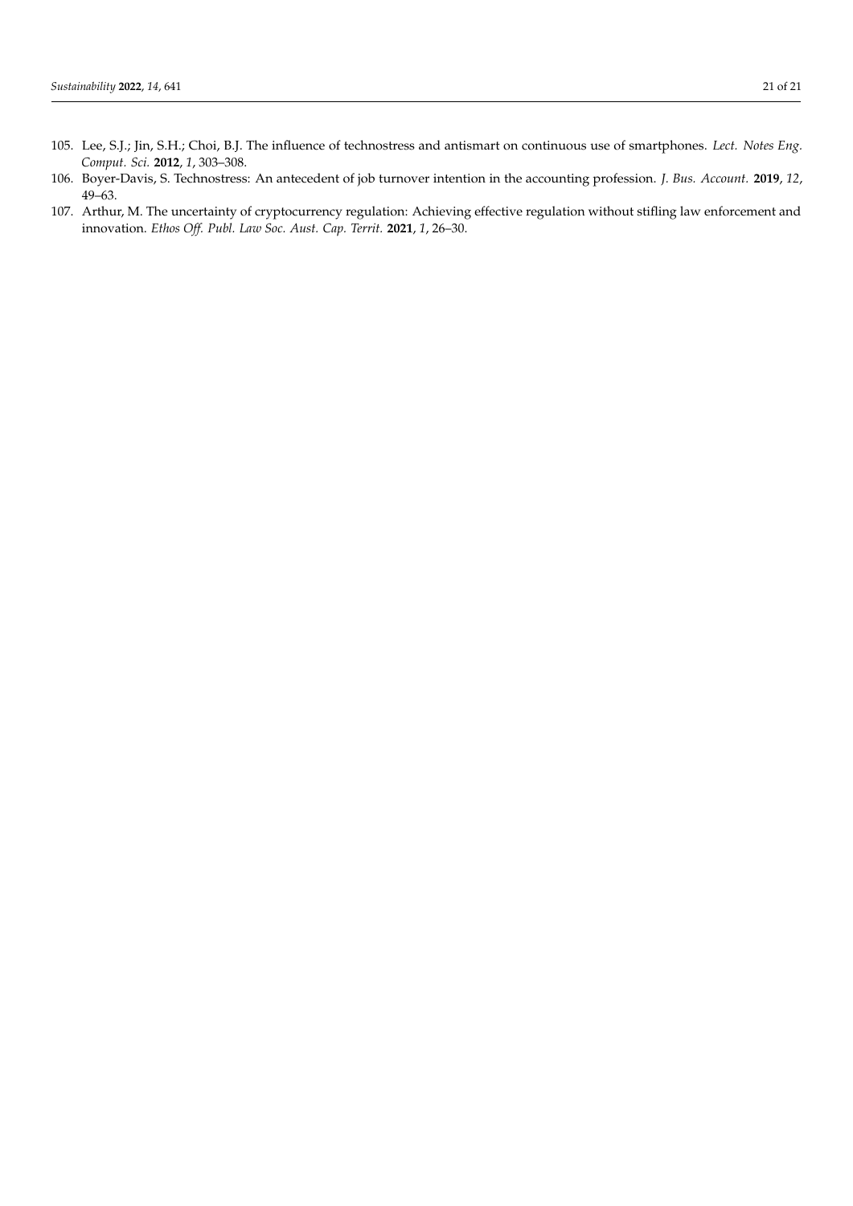105. Lee, S.J.; Jin, S.H.; Choi, B.J. The influence of technostress and antismart on continuous use of smartphones. *Lect. Notes Eng. Comput. Sci.* **2012**, *1*, 303–308.
106. Boyer-Davis, S. Technostress: An antecedent of job turnover intention in the accounting profession. *J. Bus. Account.* **2019**, *12*, 49–63.
107. Arthur, M. The uncertainty of cryptocurrency regulation: Achieving effective regulation without stifling law enforcement and innovation. *Ethos Off. Publ. Law Soc. Aust. Cap. Territ.* **2021**, *1*, 26–30.